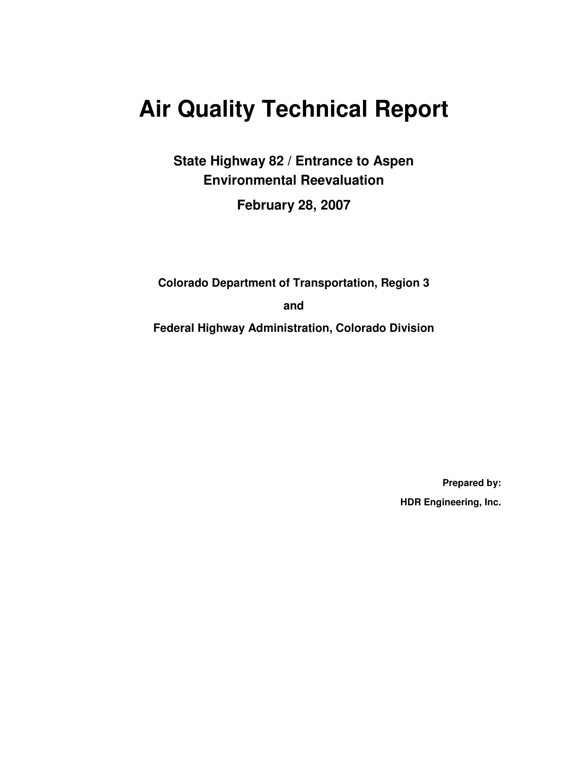# Air Quality Technical Report

## State Highway 82 / Entrance to Aspen Environmental Reevaluation

## February 28, 2007

**Colorado Department of Transportation, Region 3**

**and**

**Federal Highway Administration, Colorado Division**

**Prepared by:**

**HDR Engineering, Inc.**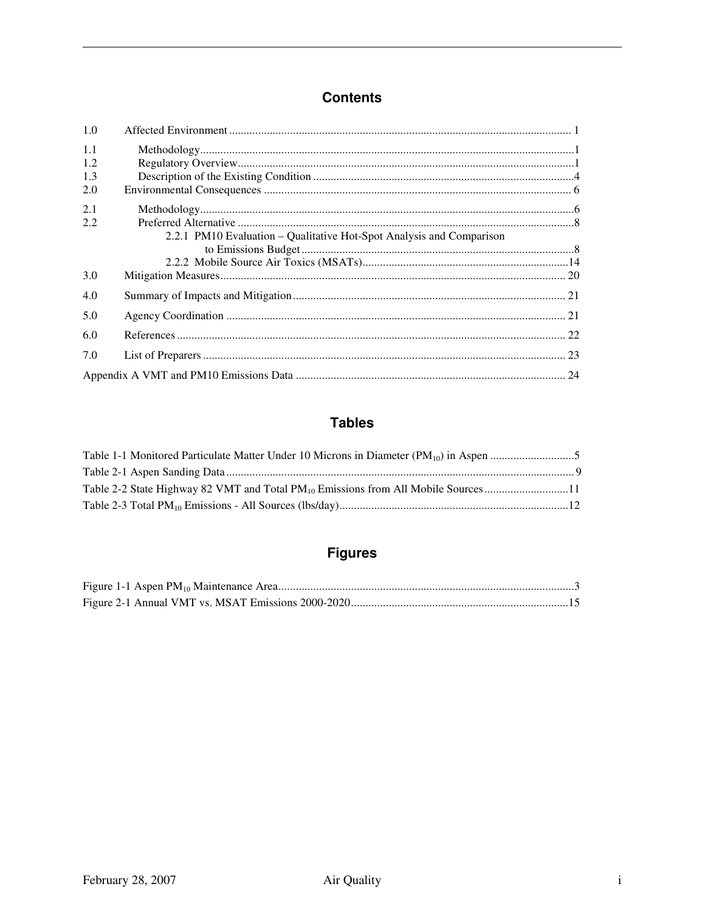## Contents

1.0 Affected Environment ..................................................................................................................... 1

1.1 Methodology.................................................................................................................................1

1.2 Regulatory Overview.....................................................................................................................1

1.3 Description of the Existing Condition ..........................................................................................4

2.0 Environmental Consequences ......................................................................................................... 6

2.1 Methodology.................................................................................................................................6

2.2 Preferred Alternative .....................................................................................................................8

2.2.1 PM10 Evaluation – Qualitative Hot-Spot Analysis and Comparison to Emissions Budget ..............................................................................................8

2.2.2 Mobile Source Air Toxics (MSATs).......................................................................14

3.0 Mitigation Measures....................................................................................................................... 20

4.0 Summary of Impacts and Mitigation............................................................................................. 21

5.0 Agency Coordination .................................................................................................................... 21

6.0 References ..................................................................................................................................... 22

7.0 List of Preparers ............................................................................................................................ 23

Appendix A VMT and PM10 Emissions Data ............................................................................................ 24

## Tables

Table 1-1 Monitored Particulate Matter Under 10 Microns in Diameter ($PM_{10}$) in Aspen .............................5

Table 2-1 Aspen Sanding Data ........................................................................................................................ 9

Table 2-2 State Highway 82 VMT and Total $PM_{10}$ Emissions from All Mobile Sources .............................11

Table 2-3 Total $PM_{10}$ Emissions - All Sources (lbs/day)...............................................................................12

## Figures

Figure 1-1 Aspen $PM_{10}$ Maintenance Area......................................................................................................3

Figure 2-1 Annual VMT vs. MSAT Emissions 2000-2020...........................................................................15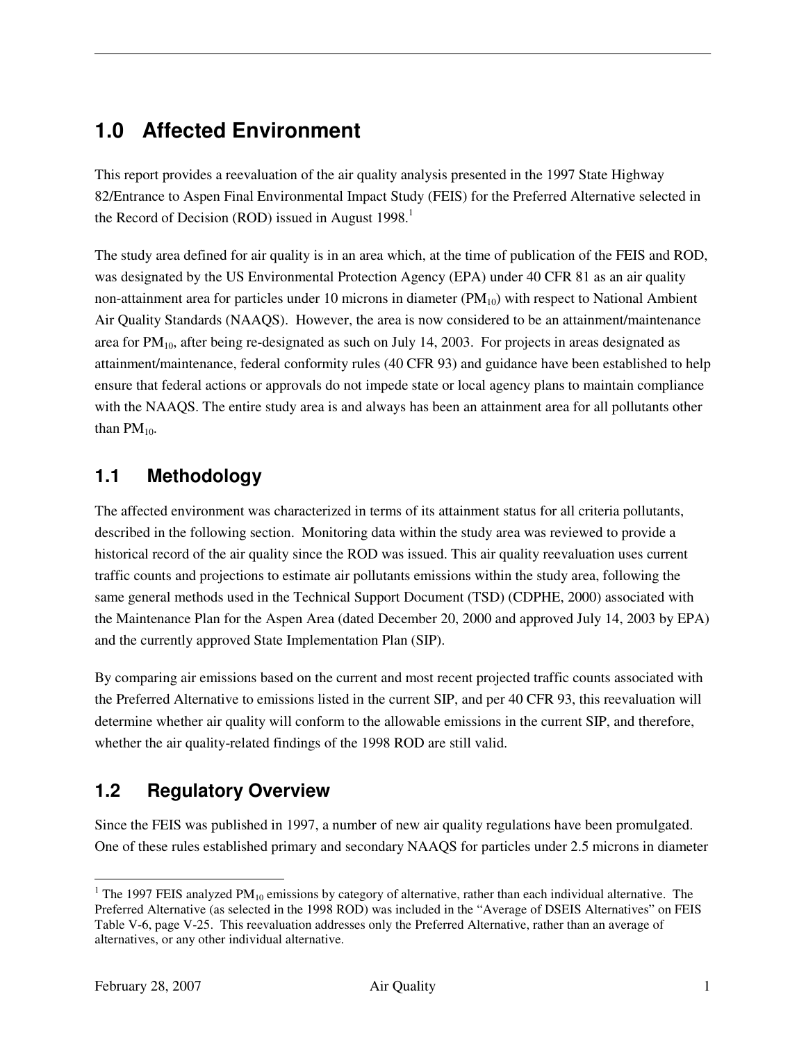# 1.0 Affected Environment

This report provides a reevaluation of the air quality analysis presented in the 1997 State Highway 82/Entrance to Aspen Final Environmental Impact Study (FEIS) for the Preferred Alternative selected in the Record of Decision (ROD) issued in August 1998.[1]

The study area defined for air quality is in an area which, at the time of publication of the FEIS and ROD, was designated by the US Environmental Protection Agency (EPA) under 40 CFR 81 as an air quality non-attainment area for particles under 10 microns in diameter ($PM_{10}$) with respect to National Ambient Air Quality Standards (NAAQS). However, the area is now considered to be an attainment/maintenance area for $PM_{10}$, after being re-designated as such on July 14, 2003. For projects in areas designated as attainment/maintenance, federal conformity rules (40 CFR 93) and guidance have been established to help ensure that federal actions or approvals do not impede state or local agency plans to maintain compliance with the NAAQS. The entire study area is and always has been an attainment area for all pollutants other than $PM_{10}$.

## 1.1 Methodology

The affected environment was characterized in terms of its attainment status for all criteria pollutants, described in the following section. Monitoring data within the study area was reviewed to provide a historical record of the air quality since the ROD was issued. This air quality reevaluation uses current traffic counts and projections to estimate air pollutants emissions within the study area, following the same general methods used in the Technical Support Document (TSD) (CDPHE, 2000) associated with the Maintenance Plan for the Aspen Area (dated December 20, 2000 and approved July 14, 2003 by EPA) and the currently approved State Implementation Plan (SIP).

By comparing air emissions based on the current and most recent projected traffic counts associated with the Preferred Alternative to emissions listed in the current SIP, and per 40 CFR 93, this reevaluation will determine whether air quality will conform to the allowable emissions in the current SIP, and therefore, whether the air quality-related findings of the 1998 ROD are still valid.

## 1.2 Regulatory Overview

Since the FEIS was published in 1997, a number of new air quality regulations have been promulgated. One of these rules established primary and secondary NAAQS for particles under 2.5 microns in diameter

[1] The 1997 FEIS analyzed $PM_{10}$ emissions by category of alternative, rather than each individual alternative. The Preferred Alternative (as selected in the 1998 ROD) was included in the "Average of DSEIS Alternatives" on FEIS Table V-6, page V-25. This reevaluation addresses only the Preferred Alternative, rather than an average of alternatives, or any other individual alternative.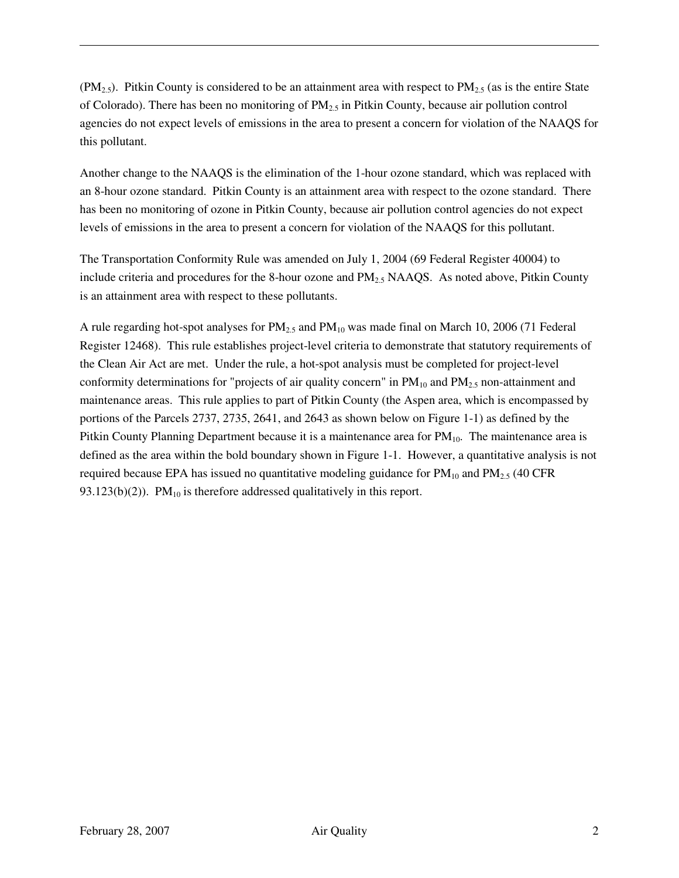($PM_{2.5}$). Pitkin County is considered to be an attainment area with respect to $PM_{2.5}$ (as is the entire State of Colorado). There has been no monitoring of $PM_{2.5}$ in Pitkin County, because air pollution control agencies do not expect levels of emissions in the area to present a concern for violation of the NAAQS for this pollutant.

Another change to the NAAQS is the elimination of the 1-hour ozone standard, which was replaced with an 8-hour ozone standard. Pitkin County is an attainment area with respect to the ozone standard. There has been no monitoring of ozone in Pitkin County, because air pollution control agencies do not expect levels of emissions in the area to present a concern for violation of the NAAQS for this pollutant.

The Transportation Conformity Rule was amended on July 1, 2004 (69 Federal Register 40004) to include criteria and procedures for the 8-hour ozone and $PM_{2.5}$ NAAQS. As noted above, Pitkin County is an attainment area with respect to these pollutants.

A rule regarding hot-spot analyses for $PM_{2.5}$ and $PM_{10}$ was made final on March 10, 2006 (71 Federal Register 12468). This rule establishes project-level criteria to demonstrate that statutory requirements of the Clean Air Act are met. Under the rule, a hot-spot analysis must be completed for project-level conformity determinations for "projects of air quality concern" in $PM_{10}$ and $PM_{2.5}$ non-attainment and maintenance areas. This rule applies to part of Pitkin County (the Aspen area, which is encompassed by portions of the Parcels 2737, 2735, 2641, and 2643 as shown below on Figure 1-1) as defined by the Pitkin County Planning Department because it is a maintenance area for $PM_{10}$. The maintenance area is defined as the area within the bold boundary shown in Figure 1-1. However, a quantitative analysis is not required because EPA has issued no quantitative modeling guidance for $PM_{10}$ and $PM_{2.5}$ (40 CFR 93.123(b)(2)). $PM_{10}$ is therefore addressed qualitatively in this report.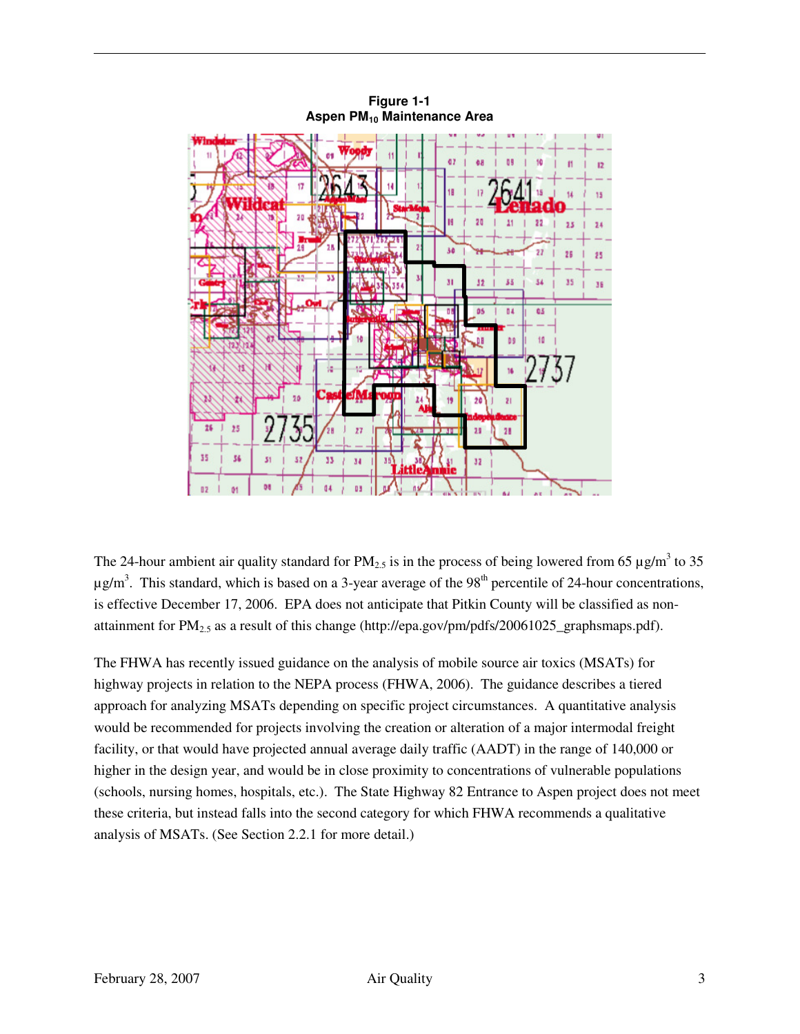**Figure 1-1**
**Aspen $PM_{10}$ Maintenance Area**

The 24-hour ambient air quality standard for $PM_{2.5}$ is in the process of being lowered from 65 µg/m$^3$ to 35 µg/m$^3$. This standard, which is based on a 3-year average of the 98$^{th}$ percentile of 24-hour concentrations, is effective December 17, 2006. EPA does not anticipate that Pitkin County will be classified as non-attainment for $PM_{2.5}$ as a result of this change (http://epa.gov/pm/pdfs/20061025_graphsmaps.pdf).

The FHWA has recently issued guidance on the analysis of mobile source air toxics (MSATs) for highway projects in relation to the NEPA process (FHWA, 2006). The guidance describes a tiered approach for analyzing MSATs depending on specific project circumstances. A quantitative analysis would be recommended for projects involving the creation or alteration of a major intermodal freight facility, or that would have projected annual average daily traffic (AADT) in the range of 140,000 or higher in the design year, and would be in close proximity to concentrations of vulnerable populations (schools, nursing homes, hospitals, etc.). The State Highway 82 Entrance to Aspen project does not meet these criteria, but instead falls into the second category for which FHWA recommends a qualitative analysis of MSATs. (See Section 2.2.1 for more detail.)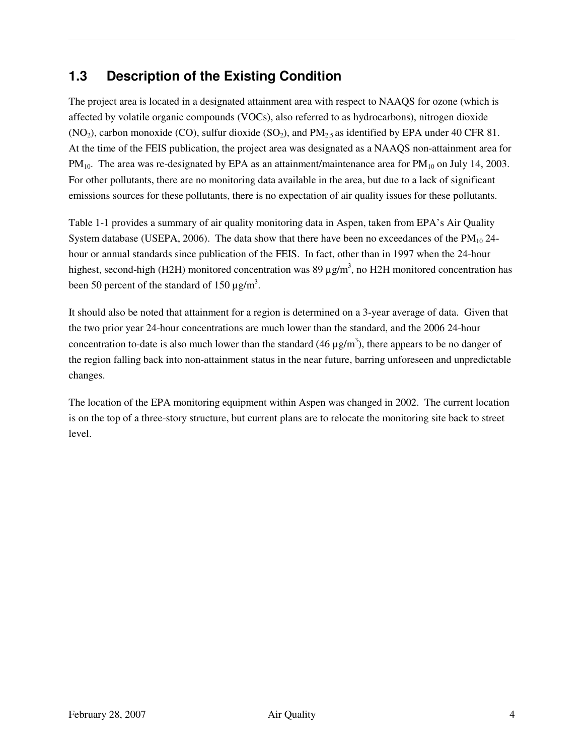## 1.3 Description of the Existing Condition

The project area is located in a designated attainment area with respect to NAAQS for ozone (which is affected by volatile organic compounds (VOCs), also referred to as hydrocarbons), nitrogen dioxide ($NO_2$), carbon monoxide (CO), sulfur dioxide ($SO_2$), and $PM_{2.5}$ as identified by EPA under 40 CFR 81. At the time of the FEIS publication, the project area was designated as a NAAQS non-attainment area for $PM_{10}$. The area was re-designated by EPA as an attainment/maintenance area for $PM_{10}$ on July 14, 2003. For other pollutants, there are no monitoring data available in the area, but due to a lack of significant emissions sources for these pollutants, there is no expectation of air quality issues for these pollutants.

Table 1-1 provides a summary of air quality monitoring data in Aspen, taken from EPA's Air Quality System database (USEPA, 2006). The data show that there have been no exceedances of the $PM_{10}$ 24-hour or annual standards since publication of the FEIS. In fact, other than in 1997 when the 24-hour highest, second-high (H2H) monitored concentration was 89 $\mu g/m^3$, no H2H monitored concentration has been 50 percent of the standard of 150 $\mu g/m^3$.

It should also be noted that attainment for a region is determined on a 3-year average of data. Given that the two prior year 24-hour concentrations are much lower than the standard, and the 2006 24-hour concentration to-date is also much lower than the standard (46 $\mu g/m^3$), there appears to be no danger of the region falling back into non-attainment status in the near future, barring unforeseen and unpredictable changes.

The location of the EPA monitoring equipment within Aspen was changed in 2002. The current location is on the top of a three-story structure, but current plans are to relocate the monitoring site back to street level.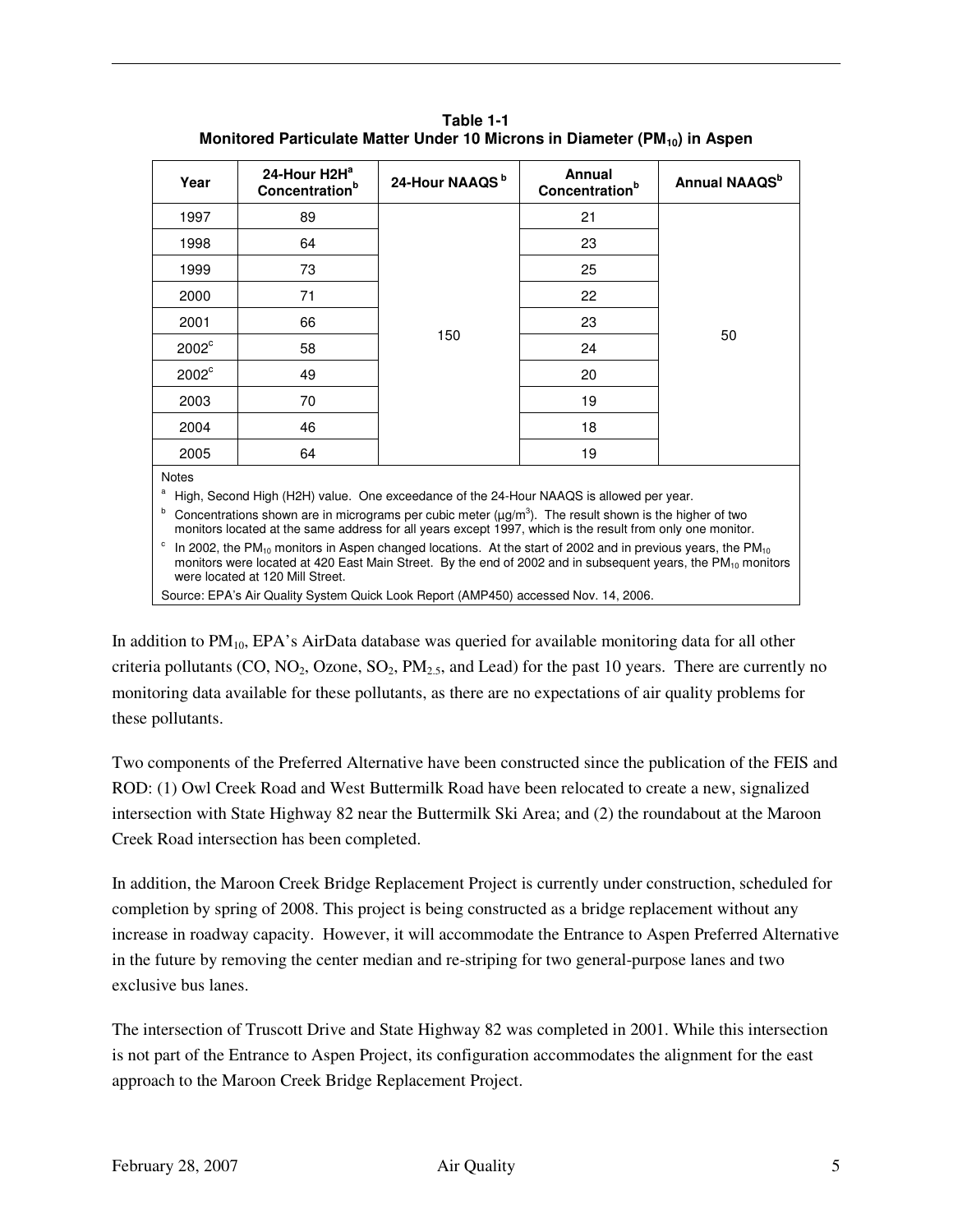**Table 1-1**
**Monitored Particulate Matter Under 10 Microns in Diameter ($PM_{10}$) in Aspen**

| Year | 24-Hour H2H[a] Concentration[b] | 24-Hour NAAQS [b] | Annual Concentration[b] | Annual NAAQS[b] |
|---|---|---|---|---|
| 1997 | 89 | 150 | 21 | 50 |
| 1998 | 64 | | 23 | |
| 1999 | 73 | | 25 | |
| 2000 | 71 | | 22 | |
| 2001 | 66 | | 23 | |
| 2002[c] | 58 | | 24 | |
| 2002[c] | 49 | | 20 | |
| 2003 | 70 | | 19 | |
| 2004 | 46 | | 18 | |
| 2005 | 64 | | 19 | |

Notes

[a] High, Second High (H2H) value. One exceedance of the 24-Hour NAAQS is allowed per year.

[b] Concentrations shown are in micrograms per cubic meter ($\mu g/m^3$). The result shown is the higher of two monitors located at the same address for all years except 1997, which is the result from only one monitor.

[c] In 2002, the $PM_{10}$ monitors in Aspen changed locations. At the start of 2002 and in previous years, the $PM_{10}$ monitors were located at 420 East Main Street. By the end of 2002 and in subsequent years, the $PM_{10}$ monitors were located at 120 Mill Street.

Source: EPA's Air Quality System Quick Look Report (AMP450) accessed Nov. 14, 2006.

In addition to $PM_{10}$, EPA's AirData database was queried for available monitoring data for all other criteria pollutants (CO, $NO_2$, Ozone, $SO_2$, $PM_{2.5}$, and Lead) for the past 10 years. There are currently no monitoring data available for these pollutants, as there are no expectations of air quality problems for these pollutants.

Two components of the Preferred Alternative have been constructed since the publication of the FEIS and ROD: (1) Owl Creek Road and West Buttermilk Road have been relocated to create a new, signalized intersection with State Highway 82 near the Buttermilk Ski Area; and (2) the roundabout at the Maroon Creek Road intersection has been completed.

In addition, the Maroon Creek Bridge Replacement Project is currently under construction, scheduled for completion by spring of 2008. This project is being constructed as a bridge replacement without any increase in roadway capacity. However, it will accommodate the Entrance to Aspen Preferred Alternative in the future by removing the center median and re-striping for two general-purpose lanes and two exclusive bus lanes.

The intersection of Truscott Drive and State Highway 82 was completed in 2001. While this intersection is not part of the Entrance to Aspen Project, its configuration accommodates the alignment for the east approach to the Maroon Creek Bridge Replacement Project.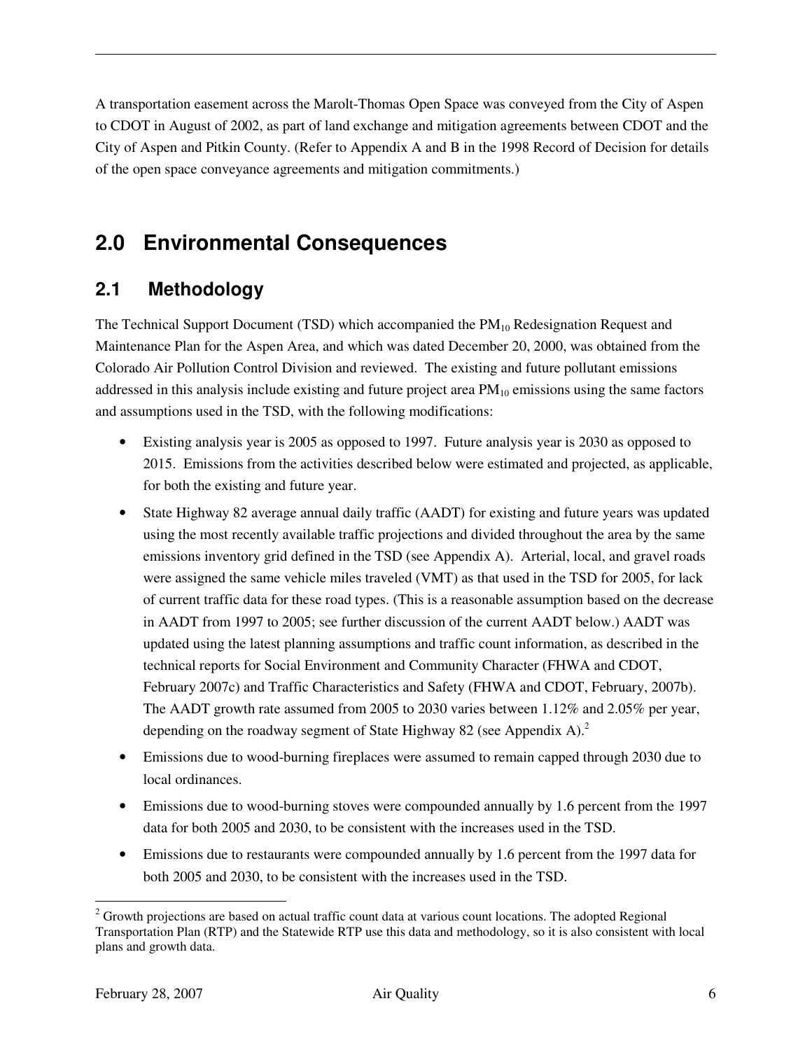A transportation easement across the Marolt-Thomas Open Space was conveyed from the City of Aspen to CDOT in August of 2002, as part of land exchange and mitigation agreements between CDOT and the City of Aspen and Pitkin County. (Refer to Appendix A and B in the 1998 Record of Decision for details of the open space conveyance agreements and mitigation commitments.)

# 2.0 Environmental Consequences

## 2.1 Methodology

The Technical Support Document (TSD) which accompanied the $PM_{10}$ Redesignation Request and Maintenance Plan for the Aspen Area, and which was dated December 20, 2000, was obtained from the Colorado Air Pollution Control Division and reviewed. The existing and future pollutant emissions addressed in this analysis include existing and future project area $PM_{10}$ emissions using the same factors and assumptions used in the TSD, with the following modifications:

- Existing analysis year is 2005 as opposed to 1997. Future analysis year is 2030 as opposed to 2015. Emissions from the activities described below were estimated and projected, as applicable, for both the existing and future year.
- State Highway 82 average annual daily traffic (AADT) for existing and future years was updated using the most recently available traffic projections and divided throughout the area by the same emissions inventory grid defined in the TSD (see Appendix A). Arterial, local, and gravel roads were assigned the same vehicle miles traveled (VMT) as that used in the TSD for 2005, for lack of current traffic data for these road types. (This is a reasonable assumption based on the decrease in AADT from 1997 to 2005; see further discussion of the current AADT below.) AADT was updated using the latest planning assumptions and traffic count information, as described in the technical reports for Social Environment and Community Character (FHWA and CDOT, February 2007c) and Traffic Characteristics and Safety (FHWA and CDOT, February, 2007b). The AADT growth rate assumed from 2005 to 2030 varies between 1.12% and 2.05% per year, depending on the roadway segment of State Highway 82 (see Appendix A).[2]
- Emissions due to wood-burning fireplaces were assumed to remain capped through 2030 due to local ordinances.
- Emissions due to wood-burning stoves were compounded annually by 1.6 percent from the 1997 data for both 2005 and 2030, to be consistent with the increases used in the TSD.
- Emissions due to restaurants were compounded annually by 1.6 percent from the 1997 data for both 2005 and 2030, to be consistent with the increases used in the TSD.

[2] Growth projections are based on actual traffic count data at various count locations. The adopted Regional Transportation Plan (RTP) and the Statewide RTP use this data and methodology, so it is also consistent with local plans and growth data.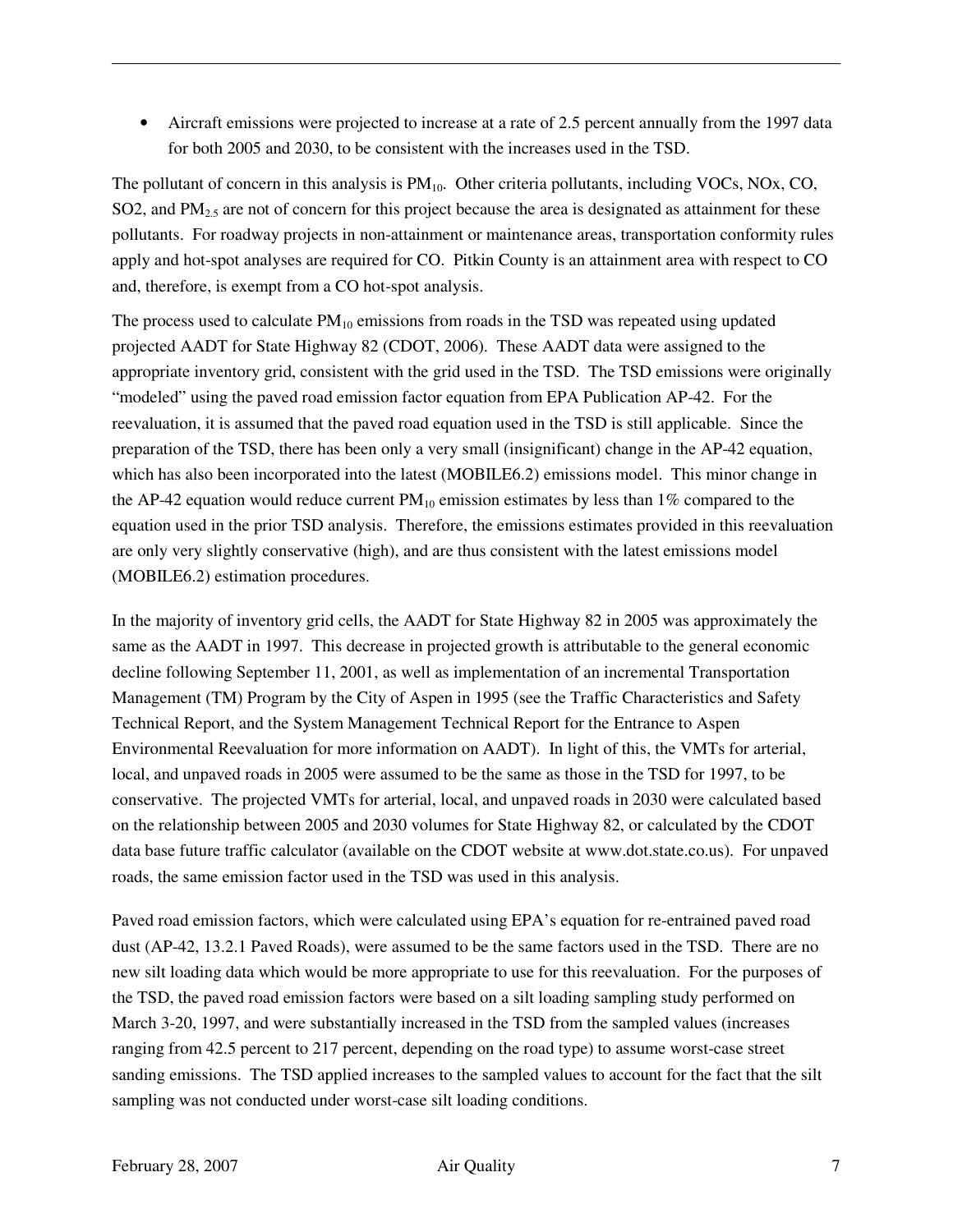- Aircraft emissions were projected to increase at a rate of 2.5 percent annually from the 1997 data for both 2005 and 2030, to be consistent with the increases used in the TSD.

The pollutant of concern in this analysis is $PM_{10}$. Other criteria pollutants, including VOCs, NOx, CO, SO2, and $PM_{2.5}$ are not of concern for this project because the area is designated as attainment for these pollutants. For roadway projects in non-attainment or maintenance areas, transportation conformity rules apply and hot-spot analyses are required for CO. Pitkin County is an attainment area with respect to CO and, therefore, is exempt from a CO hot-spot analysis.

The process used to calculate $PM_{10}$ emissions from roads in the TSD was repeated using updated projected AADT for State Highway 82 (CDOT, 2006). These AADT data were assigned to the appropriate inventory grid, consistent with the grid used in the TSD. The TSD emissions were originally "modeled" using the paved road emission factor equation from EPA Publication AP-42. For the reevaluation, it is assumed that the paved road equation used in the TSD is still applicable. Since the preparation of the TSD, there has been only a very small (insignificant) change in the AP-42 equation, which has also been incorporated into the latest (MOBILE6.2) emissions model. This minor change in the AP-42 equation would reduce current $PM_{10}$ emission estimates by less than 1% compared to the equation used in the prior TSD analysis. Therefore, the emissions estimates provided in this reevaluation are only very slightly conservative (high), and are thus consistent with the latest emissions model (MOBILE6.2) estimation procedures.

In the majority of inventory grid cells, the AADT for State Highway 82 in 2005 was approximately the same as the AADT in 1997. This decrease in projected growth is attributable to the general economic decline following September 11, 2001, as well as implementation of an incremental Transportation Management (TM) Program by the City of Aspen in 1995 (see the Traffic Characteristics and Safety Technical Report, and the System Management Technical Report for the Entrance to Aspen Environmental Reevaluation for more information on AADT). In light of this, the VMTs for arterial, local, and unpaved roads in 2005 were assumed to be the same as those in the TSD for 1997, to be conservative. The projected VMTs for arterial, local, and unpaved roads in 2030 were calculated based on the relationship between 2005 and 2030 volumes for State Highway 82, or calculated by the CDOT data base future traffic calculator (available on the CDOT website at www.dot.state.co.us). For unpaved roads, the same emission factor used in the TSD was used in this analysis.

Paved road emission factors, which were calculated using EPA's equation for re-entrained paved road dust (AP-42, 13.2.1 Paved Roads), were assumed to be the same factors used in the TSD. There are no new silt loading data which would be more appropriate to use for this reevaluation. For the purposes of the TSD, the paved road emission factors were based on a silt loading sampling study performed on March 3-20, 1997, and were substantially increased in the TSD from the sampled values (increases ranging from 42.5 percent to 217 percent, depending on the road type) to assume worst-case street sanding emissions. The TSD applied increases to the sampled values to account for the fact that the silt sampling was not conducted under worst-case silt loading conditions.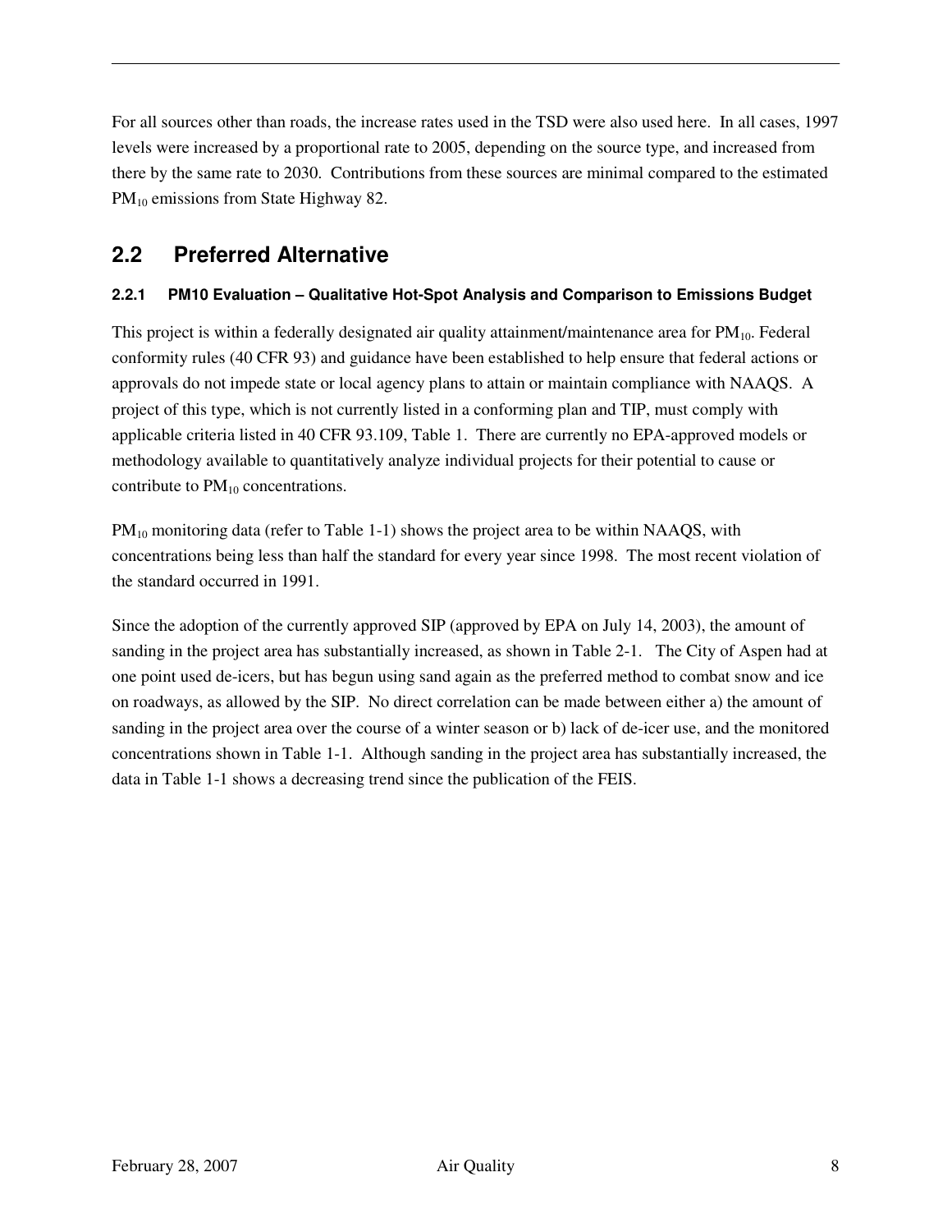For all sources other than roads, the increase rates used in the TSD were also used here. In all cases, 1997 levels were increased by a proportional rate to 2005, depending on the source type, and increased from there by the same rate to 2030. Contributions from these sources are minimal compared to the estimated $PM_{10}$ emissions from State Highway 82.

## 2.2 Preferred Alternative

#### 2.2.1 PM10 Evaluation – *Qualitative Hot-Spot Analysis and Comparison to Emissions Budget*

This project is within a federally designated air quality attainment/maintenance area for $PM_{10}$. Federal conformity rules (40 CFR 93) and guidance have been established to help ensure that federal actions or approvals do not impede state or local agency plans to attain or maintain compliance with NAAQS. A project of this type, which is not currently listed in a conforming plan and TIP, must comply with applicable criteria listed in 40 CFR 93.109, Table 1. There are currently no EPA-approved models or methodology available to quantitatively analyze individual projects for their potential to cause or contribute to $PM_{10}$ concentrations.

$PM_{10}$ monitoring data (refer to Table 1-1) shows the project area to be within NAAQS, with concentrations being less than half the standard for every year since 1998. The most recent violation of the standard occurred in 1991.

Since the adoption of the currently approved SIP (approved by EPA on July 14, 2003), the amount of sanding in the project area has substantially increased, as shown in Table 2-1. The City of Aspen had at one point used de-icers, but has begun using sand again as the preferred method to combat snow and ice on roadways, as allowed by the SIP. No direct correlation can be made between either a) the amount of sanding in the project area over the course of a winter season or b) lack of de-icer use, and the monitored concentrations shown in Table 1-1. Although sanding in the project area has substantially increased, the data in Table 1-1 shows a decreasing trend since the publication of the FEIS.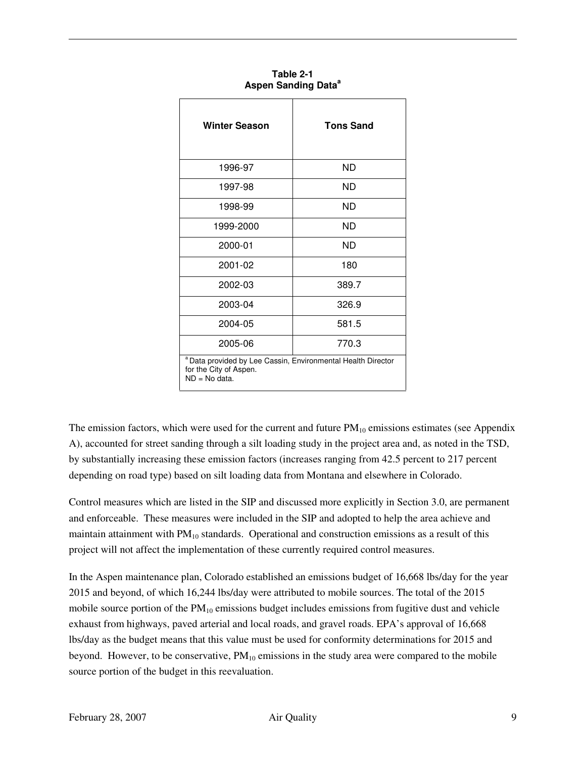**Table 2-1**
**Aspen Sanding Data[a]**

| Winter Season | Tons Sand |
|---|---|
| 1996-97 | ND |
| 1997-98 | ND |
| 1998-99 | ND |
| 1999-2000 | ND |
| 2000-01 | ND |
| 2001-02 | 180 |
| 2002-03 | 389.7 |
| 2003-04 | 326.9 |
| 2004-05 | 581.5 |
| 2005-06 | 770.3 |

[a] Data provided by Lee Cassin, Environmental Health Director for the City of Aspen.
ND = No data.

The emission factors, which were used for the current and future $PM_{10}$ emissions estimates (see Appendix A), accounted for street sanding through a silt loading study in the project area and, as noted in the TSD, by substantially increasing these emission factors (increases ranging from 42.5 percent to 217 percent depending on road type) based on silt loading data from Montana and elsewhere in Colorado.

Control measures which are listed in the SIP and discussed more explicitly in Section 3.0, are permanent and enforceable. These measures were included in the SIP and adopted to help the area achieve and maintain attainment with $PM_{10}$ standards. Operational and construction emissions as a result of this project will not affect the implementation of these currently required control measures.

In the Aspen maintenance plan, Colorado established an emissions budget of 16,668 lbs/day for the year 2015 and beyond, of which 16,244 lbs/day were attributed to mobile sources. The total of the 2015 mobile source portion of the $PM_{10}$ emissions budget includes emissions from fugitive dust and vehicle exhaust from highways, paved arterial and local roads, and gravel roads. EPA's approval of 16,668 lbs/day as the budget means that this value must be used for conformity determinations for 2015 and beyond. However, to be conservative, $PM_{10}$ emissions in the study area were compared to the mobile source portion of the budget in this reevaluation.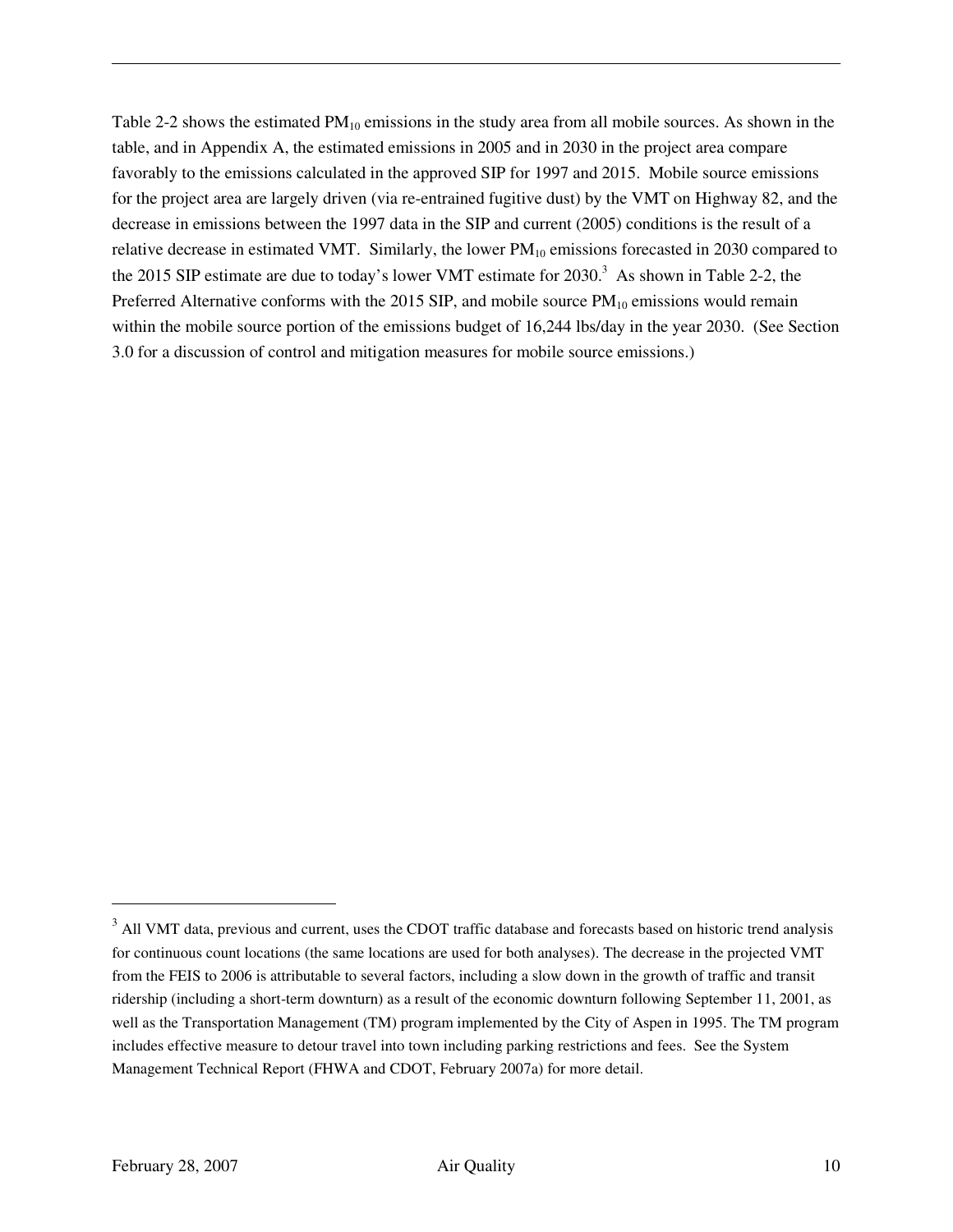Table 2-2 shows the estimated $PM_{10}$ emissions in the study area from all mobile sources. As shown in the table, and in Appendix A, the estimated emissions in 2005 and in 2030 in the project area compare favorably to the emissions calculated in the approved SIP for 1997 and 2015. Mobile source emissions for the project area are largely driven (via re-entrained fugitive dust) by the VMT on Highway 82, and the decrease in emissions between the 1997 data in the SIP and current (2005) conditions is the result of a relative decrease in estimated VMT. Similarly, the lower $PM_{10}$ emissions forecasted in 2030 compared to the 2015 SIP estimate are due to today's lower VMT estimate for 2030.[3] As shown in Table 2-2, the Preferred Alternative conforms with the 2015 SIP, and mobile source $PM_{10}$ emissions would remain within the mobile source portion of the emissions budget of 16,244 lbs/day in the year 2030. (See Section 3.0 for a discussion of control and mitigation measures for mobile source emissions.)

[3] All VMT data, previous and current, uses the CDOT traffic database and forecasts based on historic trend analysis for continuous count locations (the same locations are used for both analyses). The decrease in the projected VMT from the FEIS to 2006 is attributable to several factors, including a slow down in the growth of traffic and transit ridership (including a short-term downturn) as a result of the economic downturn following September 11, 2001, as well as the Transportation Management (TM) program implemented by the City of Aspen in 1995. The TM program includes effective measure to detour travel into town including parking restrictions and fees. See the System Management Technical Report (FHWA and CDOT, February 2007a) for more detail.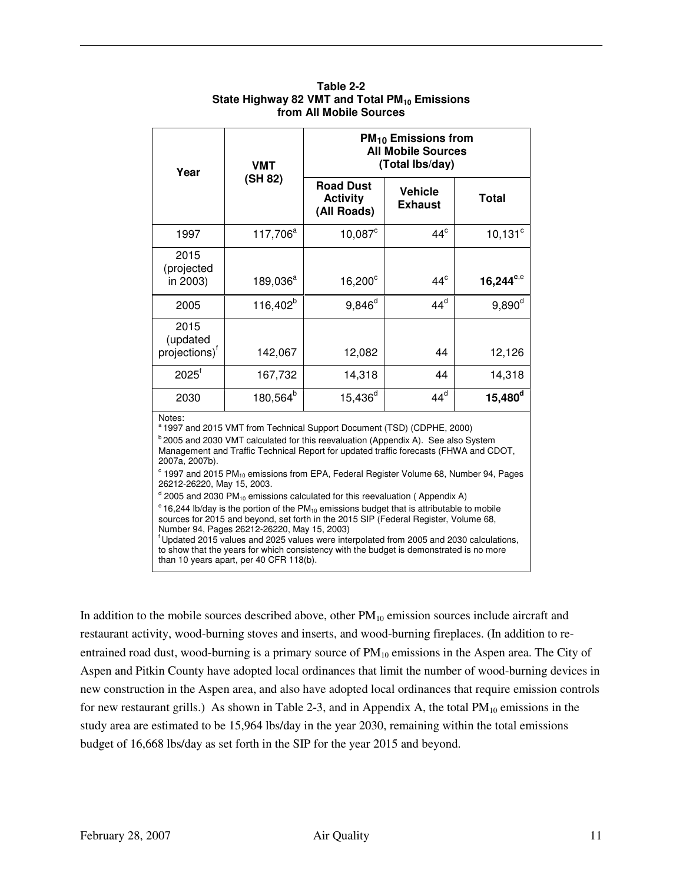**Table 2-2**
**State Highway 82 VMT and Total $PM_{10}$ Emissions from All Mobile Sources**

| Year | VMT (SH 82) | $PM_{10}$ Emissions from All Mobile Sources (Total lbs/day) | | |
|---|---|---|---|---|
| | | Road Dust Activity (All Roads) | Vehicle Exhaust | Total |
| 1997 | 117,706[a] | 10,087[c] | 44[c] | 10,131[c] |
| 2015 (projected in 2003) | 189,036[a] | 16,200[c] | 44[c] | **16,244**[c,e] |
| 2005 | 116,402[b] | 9,846[d] | 44[d] | 9,890[d] |
| 2015 (updated projections)[f] | 142,067 | 12,082 | 44 | 12,126 |
| 2025[f] | 167,732 | 14,318 | 44 | 14,318 |
| 2030 | 180,564[b] | 15,436[d] | 44[d] | **15,480**[d] |

Notes:

[a] 1997 and 2015 VMT from Technical Support Document (TSD) (CDPHE, 2000)

[b] 2005 and 2030 VMT calculated for this reevaluation (Appendix A). See also System Management and Traffic Technical Report for updated traffic forecasts (FHWA and CDOT, 2007a, 2007b).

[c] 1997 and 2015 $PM_{10}$ emissions from EPA, Federal Register Volume 68, Number 94, Pages 26212-26220, May 15, 2003.

[d] 2005 and 2030 $PM_{10}$ emissions calculated for this reevaluation ( Appendix A)

[e] 16,244 lb/day is the portion of the $PM_{10}$ emissions budget that is attributable to mobile sources for 2015 and beyond, set forth in the 2015 SIP (Federal Register, Volume 68, Number 94, Pages 26212-26220, May 15, 2003)

[f] Updated 2015 values and 2025 values were interpolated from 2005 and 2030 calculations, to show that the years for which consistency with the budget is demonstrated is no more than 10 years apart, per 40 CFR 118(b).

In addition to the mobile sources described above, other $PM_{10}$ emission sources include aircraft and restaurant activity, wood-burning stoves and inserts, and wood-burning fireplaces. (In addition to re-entrained road dust, wood-burning is a primary source of $PM_{10}$ emissions in the Aspen area. The City of Aspen and Pitkin County have adopted local ordinances that limit the number of wood-burning devices in new construction in the Aspen area, and also have adopted local ordinances that require emission controls for new restaurant grills.) As shown in Table 2-3, and in Appendix A, the total $PM_{10}$ emissions in the study area are estimated to be 15,964 lbs/day in the year 2030, remaining within the total emissions budget of 16,668 lbs/day as set forth in the SIP for the year 2015 and beyond.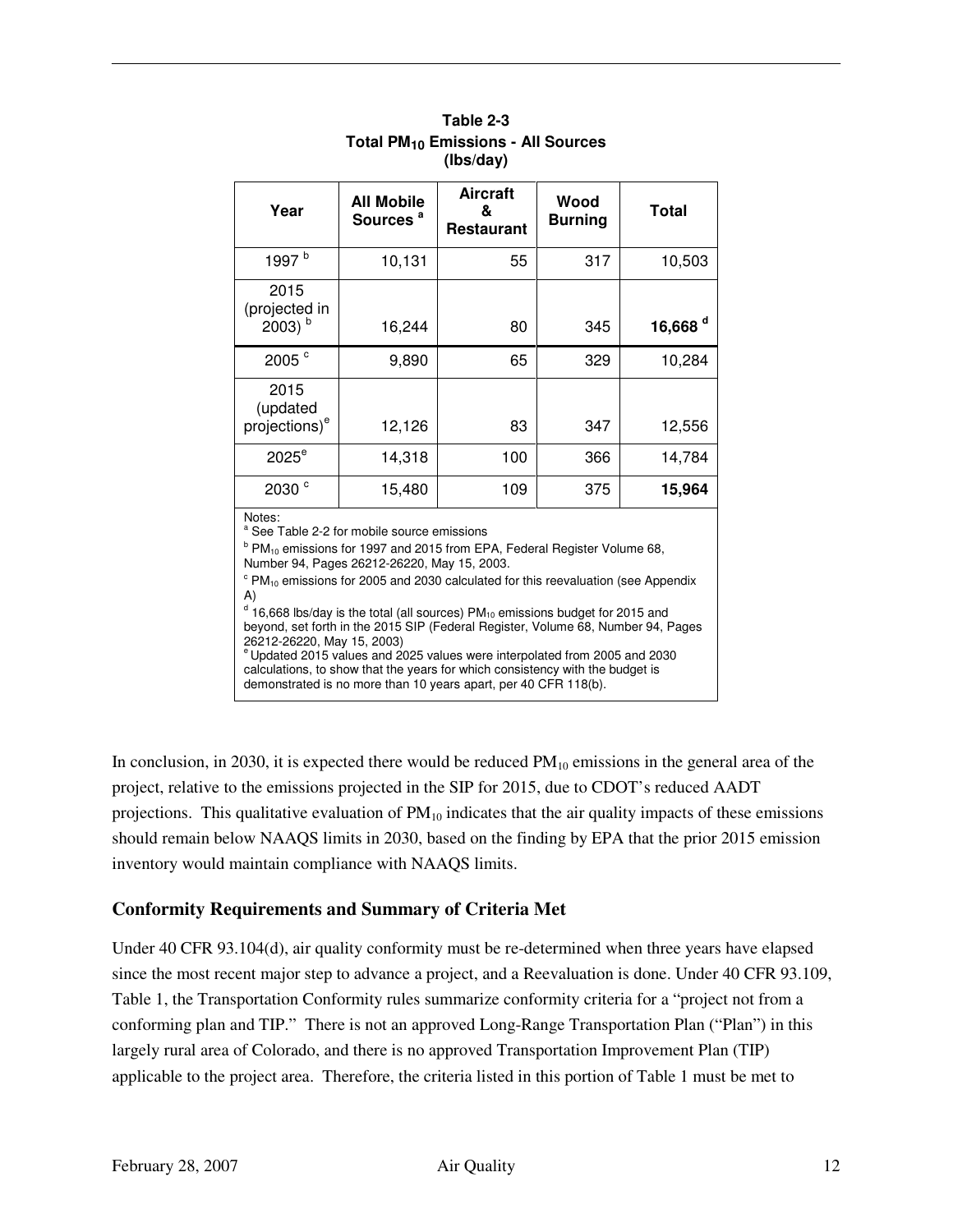**Table 2-3**
**Total $PM_{10}$ Emissions - All Sources**
**(lbs/day)**

| Year | All Mobile Sources [a] | Aircraft & Restaurant | Wood Burning | Total |
|---|---|---|---|---|
| 1997 [b] | 10,131 | 55 | 317 | 10,503 |
| 2015 (projected in 2003) [b] | 16,244 | 80 | 345 | **16,668** [d] |
| 2005 [c] | 9,890 | 65 | 329 | 10,284 |
| 2015 (updated projections)[e] | 12,126 | 83 | 347 | 12,556 |
| 2025[e] | 14,318 | 100 | 366 | 14,784 |
| 2030 [c] | 15,480 | 109 | 375 | **15,964** |

Notes:
[a] See Table 2-2 for mobile source emissions
[b] $PM_{10}$ emissions for 1997 and 2015 from EPA, Federal Register Volume 68, Number 94, Pages 26212-26220, May 15, 2003.
[c] $PM_{10}$ emissions for 2005 and 2030 calculated for this reevaluation (see Appendix A)
[d] 16,668 lbs/day is the total (all sources) $PM_{10}$ emissions budget for 2015 and beyond, set forth in the 2015 SIP (Federal Register, Volume 68, Number 94, Pages 26212-26220, May 15, 2003)
[e] Updated 2015 values and 2025 values were interpolated from 2005 and 2030 calculations, to show that the years for which consistency with the budget is demonstrated is no more than 10 years apart, per 40 CFR 118(b).

In conclusion, in 2030, it is expected there would be reduced $PM_{10}$ emissions in the general area of the project, relative to the emissions projected in the SIP for 2015, due to CDOT's reduced AADT projections. This qualitative evaluation of $PM_{10}$ indicates that the air quality impacts of these emissions should remain below NAAQS limits in 2030, based on the finding by EPA that the prior 2015 emission inventory would maintain compliance with NAAQS limits.

## Conformity Requirements and Summary of Criteria Met

Under 40 CFR 93.104(d), air quality conformity must be re-determined when three years have elapsed since the most recent major step to advance a project, and a Reevaluation is done. Under 40 CFR 93.109, Table 1, the Transportation Conformity rules summarize conformity criteria for a "project not from a conforming plan and TIP." There is not an approved Long-Range Transportation Plan ("Plan") in this largely rural area of Colorado, and there is no approved Transportation Improvement Plan (TIP) applicable to the project area. Therefore, the criteria listed in this portion of Table 1 must be met to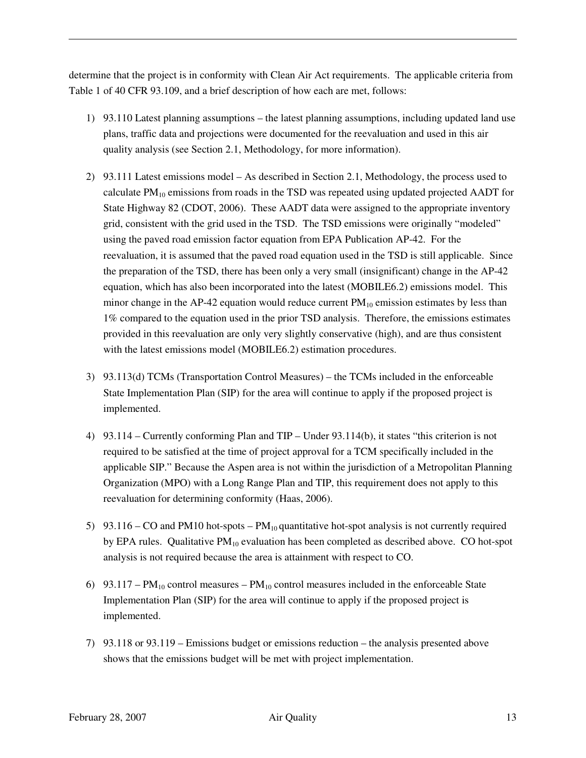determine that the project is in conformity with Clean Air Act requirements. The applicable criteria from Table 1 of 40 CFR 93.109, and a brief description of how each are met, follows:

1) 93.110 Latest planning assumptions – the latest planning assumptions, including updated land use plans, traffic data and projections were documented for the reevaluation and used in this air quality analysis (see Section 2.1, Methodology, for more information).

2) 93.111 Latest emissions model – As described in Section 2.1, Methodology, the process used to calculate $PM_{10}$ emissions from roads in the TSD was repeated using updated projected AADT for State Highway 82 (CDOT, 2006). These AADT data were assigned to the appropriate inventory grid, consistent with the grid used in the TSD. The TSD emissions were originally "modeled" using the paved road emission factor equation from EPA Publication AP-42. For the reevaluation, it is assumed that the paved road equation used in the TSD is still applicable. Since the preparation of the TSD, there has been only a very small (insignificant) change in the AP-42 equation, which has also been incorporated into the latest (MOBILE6.2) emissions model. This minor change in the AP-42 equation would reduce current $PM_{10}$ emission estimates by less than 1% compared to the equation used in the prior TSD analysis. Therefore, the emissions estimates provided in this reevaluation are only very slightly conservative (high), and are thus consistent with the latest emissions model (MOBILE6.2) estimation procedures.

3) 93.113(d) TCMs (Transportation Control Measures) – the TCMs included in the enforceable State Implementation Plan (SIP) for the area will continue to apply if the proposed project is implemented.

4) 93.114 – Currently conforming Plan and TIP – Under 93.114(b), it states "this criterion is not required to be satisfied at the time of project approval for a TCM specifically included in the applicable SIP." Because the Aspen area is not within the jurisdiction of a Metropolitan Planning Organization (MPO) with a Long Range Plan and TIP, this requirement does not apply to this reevaluation for determining conformity (Haas, 2006).

5) 93.116 – CO and PM10 hot-spots – $PM_{10}$ quantitative hot-spot analysis is not currently required by EPA rules. Qualitative $PM_{10}$ evaluation has been completed as described above. CO hot-spot analysis is not required because the area is attainment with respect to CO.

6) 93.117 – $PM_{10}$ control measures – $PM_{10}$ control measures included in the enforceable State Implementation Plan (SIP) for the area will continue to apply if the proposed project is implemented.

7) 93.118 or 93.119 – Emissions budget or emissions reduction – the analysis presented above shows that the emissions budget will be met with project implementation.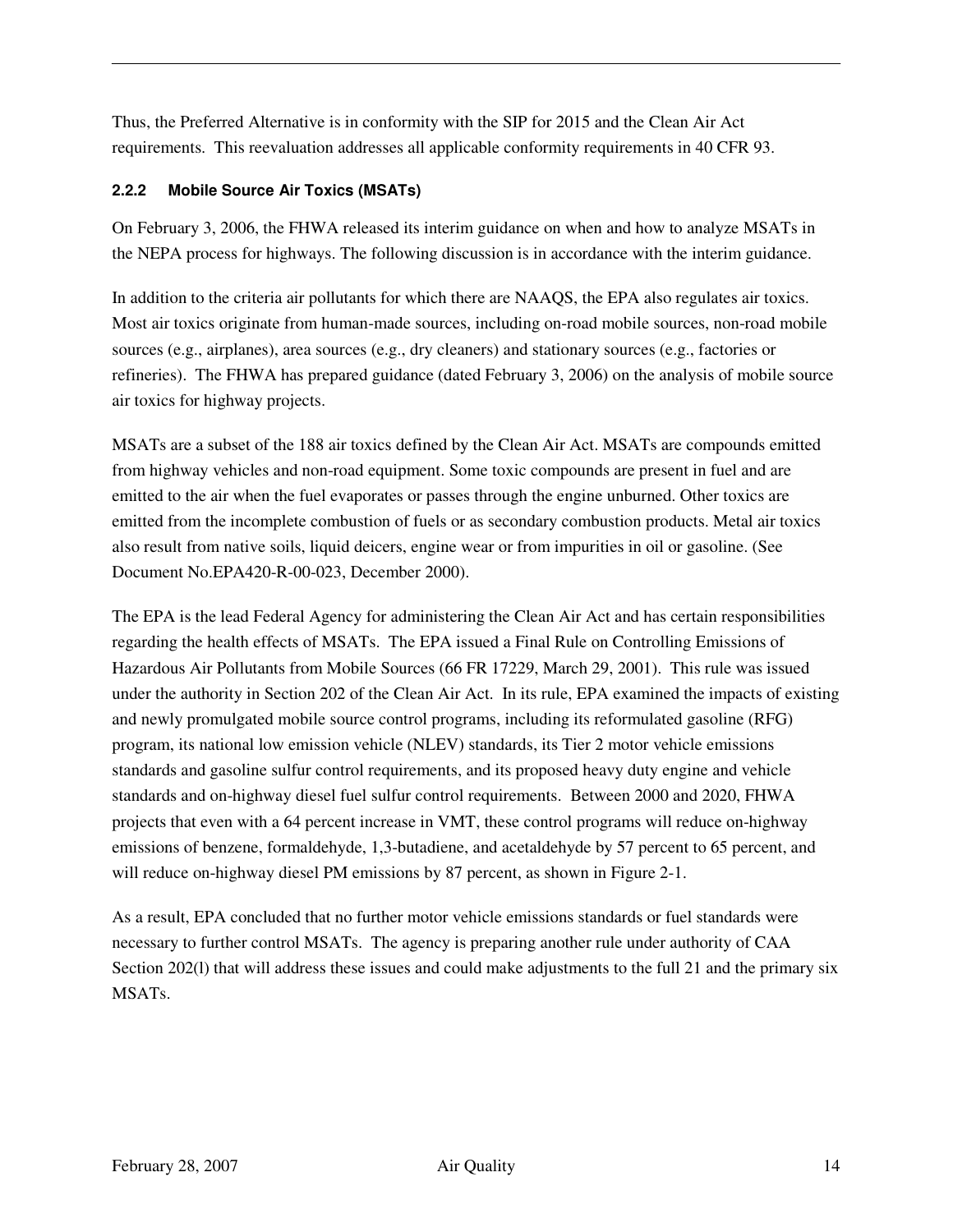Thus, the Preferred Alternative is in conformity with the SIP for 2015 and the Clean Air Act requirements. This reevaluation addresses all applicable conformity requirements in 40 CFR 93.

### 2.2.2 Mobile Source Air Toxics (MSATs)

On February 3, 2006, the FHWA released its interim guidance on when and how to analyze MSATs in the NEPA process for highways. The following discussion is in accordance with the interim guidance.

In addition to the criteria air pollutants for which there are NAAQS, the EPA also regulates air toxics. Most air toxics originate from human-made sources, including on-road mobile sources, non-road mobile sources (e.g., airplanes), area sources (e.g., dry cleaners) and stationary sources (e.g., factories or refineries). The FHWA has prepared guidance (dated February 3, 2006) on the analysis of mobile source air toxics for highway projects.

MSATs are a subset of the 188 air toxics defined by the Clean Air Act. MSATs are compounds emitted from highway vehicles and non-road equipment. Some toxic compounds are present in fuel and are emitted to the air when the fuel evaporates or passes through the engine unburned. Other toxics are emitted from the incomplete combustion of fuels or as secondary combustion products. Metal air toxics also result from native soils, liquid deicers, engine wear or from impurities in oil or gasoline. (See Document No.EPA420-R-00-023, December 2000).

The EPA is the lead Federal Agency for administering the Clean Air Act and has certain responsibilities regarding the health effects of MSATs. The EPA issued a Final Rule on Controlling Emissions of Hazardous Air Pollutants from Mobile Sources (66 FR 17229, March 29, 2001). This rule was issued under the authority in Section 202 of the Clean Air Act. In its rule, EPA examined the impacts of existing and newly promulgated mobile source control programs, including its reformulated gasoline (RFG) program, its national low emission vehicle (NLEV) standards, its Tier 2 motor vehicle emissions standards and gasoline sulfur control requirements, and its proposed heavy duty engine and vehicle standards and on-highway diesel fuel sulfur control requirements. Between 2000 and 2020, FHWA projects that even with a 64 percent increase in VMT, these control programs will reduce on-highway emissions of benzene, formaldehyde, 1,3-butadiene, and acetaldehyde by 57 percent to 65 percent, and will reduce on-highway diesel PM emissions by 87 percent, as shown in Figure 2-1.

As a result, EPA concluded that no further motor vehicle emissions standards or fuel standards were necessary to further control MSATs. The agency is preparing another rule under authority of CAA Section 202(l) that will address these issues and could make adjustments to the full 21 and the primary six MSATs.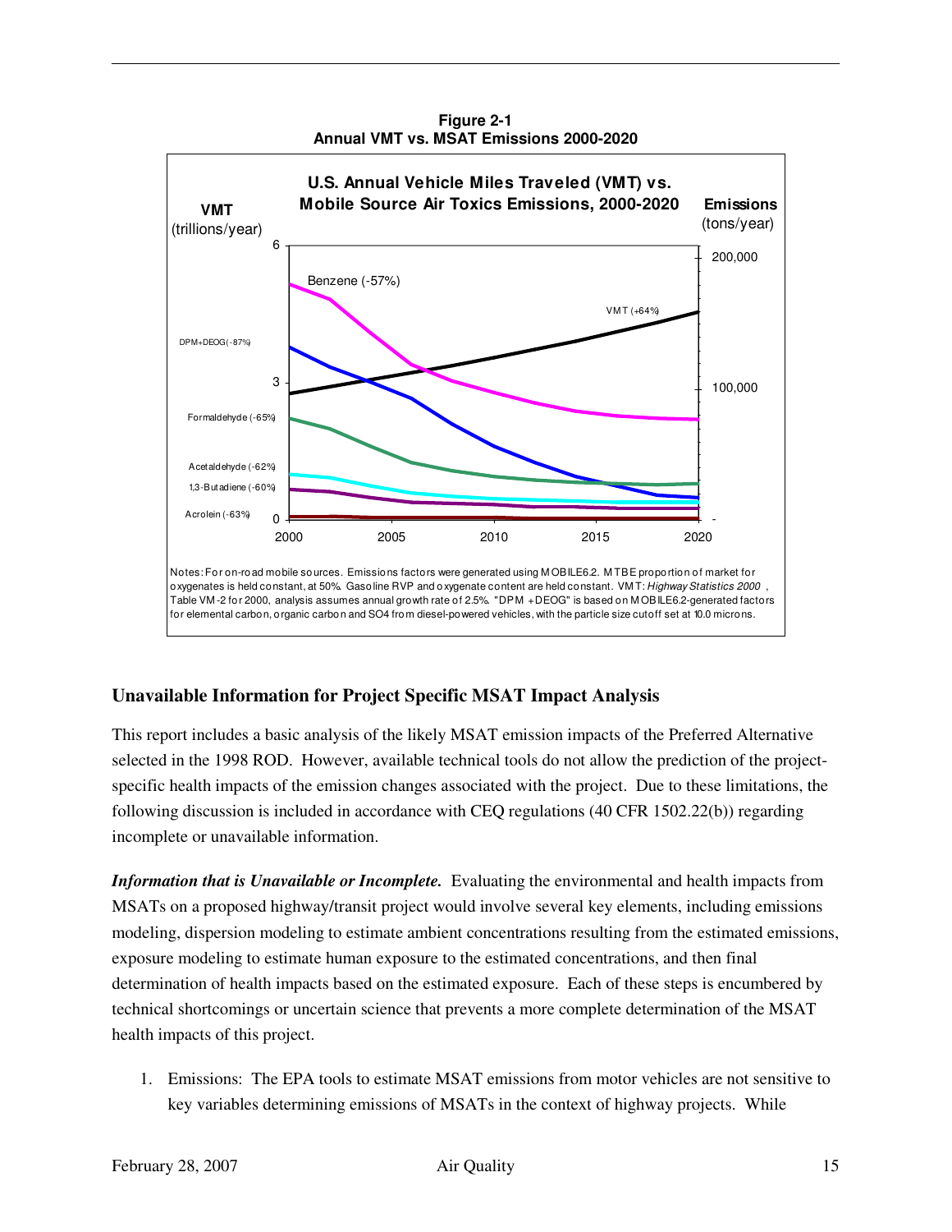**Figure 2-1**
**Annual VMT vs. MSAT Emissions 2000-2020**

**U.S. Annual Vehicle Miles Traveled (VMT) vs. Mobile Source Air Toxics Emissions, 2000-2020**

Notes: For on-road mobile sources. Emissions factors were generated using MOBILE6.2. MTBE proportion of market for oxygenates is held constant, at 50%. Gasoline RVP and oxygenate content are held constant. VMT: *Highway Statistics 2000*, Table VM-2 for 2000, analysis assumes annual growth rate of 2.5%. "DPM + DEOG" is based on MOBILE6.2-generated factors for elemental carbon, organic carbon and SO4 from diesel-powered vehicles, with the particle size cutoff set at 10.0 microns.

## Unavailable Information for Project Specific MSAT Impact Analysis

This report includes a basic analysis of the likely MSAT emission impacts of the Preferred Alternative selected in the 1998 ROD. However, available technical tools do not allow the prediction of the project-specific health impacts of the emission changes associated with the project. Due to these limitations, the following discussion is included in accordance with CEQ regulations (40 CFR 1502.22(b)) regarding incomplete or unavailable information.

***Information that is Unavailable or Incomplete.*** Evaluating the environmental and health impacts from MSATs on a proposed highway/transit project would involve several key elements, including emissions modeling, dispersion modeling to estimate ambient concentrations resulting from the estimated emissions, exposure modeling to estimate human exposure to the estimated concentrations, and then final determination of health impacts based on the estimated exposure. Each of these steps is encumbered by technical shortcomings or uncertain science that prevents a more complete determination of the MSAT health impacts of this project.

1. Emissions: The EPA tools to estimate MSAT emissions from motor vehicles are not sensitive to key variables determining emissions of MSATs in the context of highway projects. While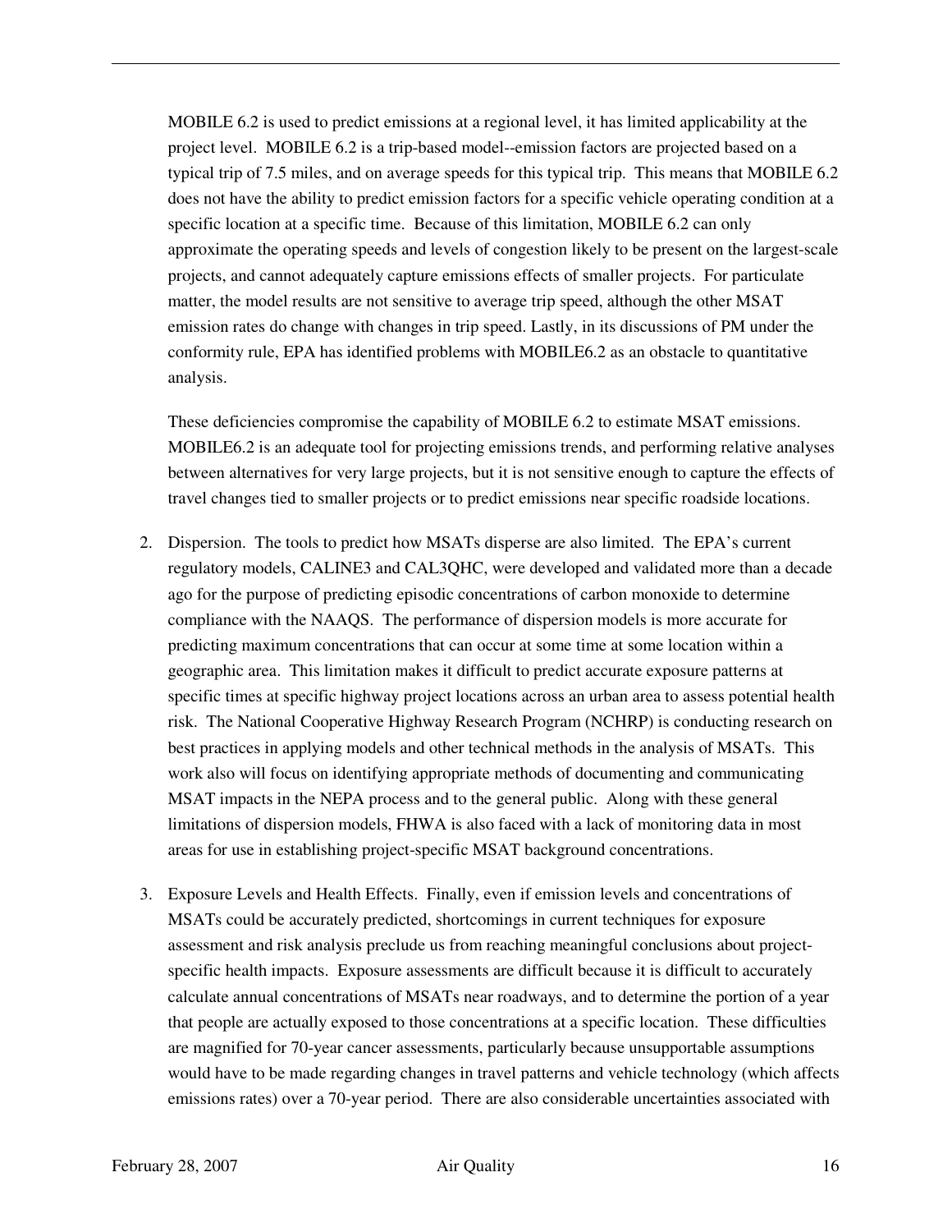MOBILE 6.2 is used to predict emissions at a regional level, it has limited applicability at the project level. MOBILE 6.2 is a trip-based model--emission factors are projected based on a typical trip of 7.5 miles, and on average speeds for this typical trip. This means that MOBILE 6.2 does not have the ability to predict emission factors for a specific vehicle operating condition at a specific location at a specific time. Because of this limitation, MOBILE 6.2 can only approximate the operating speeds and levels of congestion likely to be present on the largest-scale projects, and cannot adequately capture emissions effects of smaller projects. For particulate matter, the model results are not sensitive to average trip speed, although the other MSAT emission rates do change with changes in trip speed. Lastly, in its discussions of PM under the conformity rule, EPA has identified problems with MOBILE6.2 as an obstacle to quantitative analysis.

These deficiencies compromise the capability of MOBILE 6.2 to estimate MSAT emissions. MOBILE6.2 is an adequate tool for projecting emissions trends, and performing relative analyses between alternatives for very large projects, but it is not sensitive enough to capture the effects of travel changes tied to smaller projects or to predict emissions near specific roadside locations.

2. Dispersion. The tools to predict how MSATs disperse are also limited. The EPA's current regulatory models, CALINE3 and CAL3QHC, were developed and validated more than a decade ago for the purpose of predicting episodic concentrations of carbon monoxide to determine compliance with the NAAQS. The performance of dispersion models is more accurate for predicting maximum concentrations that can occur at some time at some location within a geographic area. This limitation makes it difficult to predict accurate exposure patterns at specific times at specific highway project locations across an urban area to assess potential health risk. The National Cooperative Highway Research Program (NCHRP) is conducting research on best practices in applying models and other technical methods in the analysis of MSATs. This work also will focus on identifying appropriate methods of documenting and communicating MSAT impacts in the NEPA process and to the general public. Along with these general limitations of dispersion models, FHWA is also faced with a lack of monitoring data in most areas for use in establishing project-specific MSAT background concentrations.

3. Exposure Levels and Health Effects. Finally, even if emission levels and concentrations of MSATs could be accurately predicted, shortcomings in current techniques for exposure assessment and risk analysis preclude us from reaching meaningful conclusions about project-specific health impacts. Exposure assessments are difficult because it is difficult to accurately calculate annual concentrations of MSATs near roadways, and to determine the portion of a year that people are actually exposed to those concentrations at a specific location. These difficulties are magnified for 70-year cancer assessments, particularly because unsupportable assumptions would have to be made regarding changes in travel patterns and vehicle technology (which affects emissions rates) over a 70-year period. There are also considerable uncertainties associated with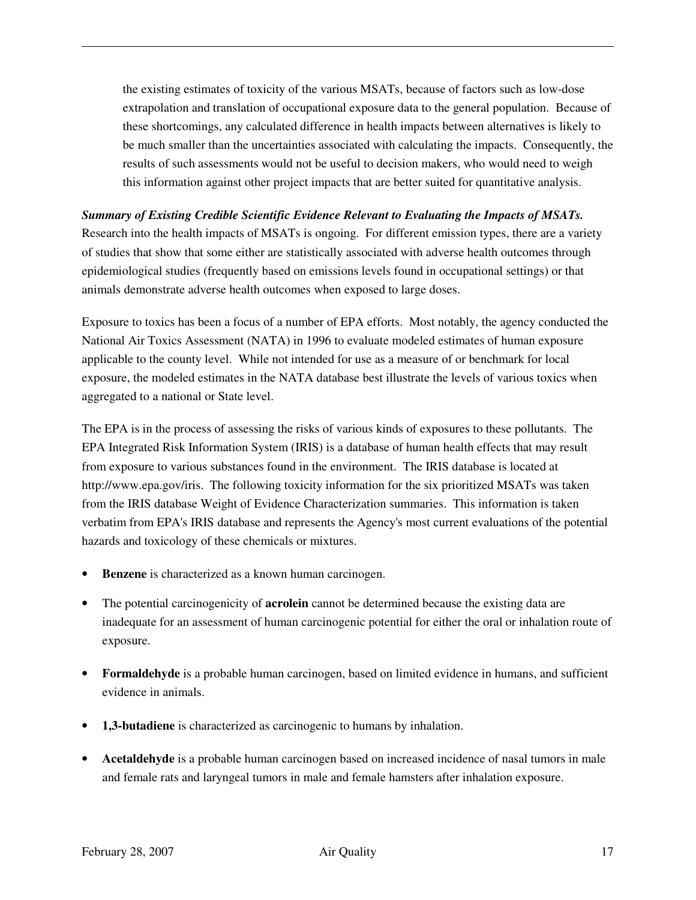the existing estimates of toxicity of the various MSATs, because of factors such as low-dose extrapolation and translation of occupational exposure data to the general population. Because of these shortcomings, any calculated difference in health impacts between alternatives is likely to be much smaller than the uncertainties associated with calculating the impacts. Consequently, the results of such assessments would not be useful to decision makers, who would need to weigh this information against other project impacts that are better suited for quantitative analysis.

***Summary of Existing Credible Scientific Evidence Relevant to Evaluating the Impacts of MSATs.*** Research into the health impacts of MSATs is ongoing. For different emission types, there are a variety of studies that show that some either are statistically associated with adverse health outcomes through epidemiological studies (frequently based on emissions levels found in occupational settings) or that animals demonstrate adverse health outcomes when exposed to large doses.

Exposure to toxics has been a focus of a number of EPA efforts. Most notably, the agency conducted the National Air Toxics Assessment (NATA) in 1996 to evaluate modeled estimates of human exposure applicable to the county level. While not intended for use as a measure of or benchmark for local exposure, the modeled estimates in the NATA database best illustrate the levels of various toxics when aggregated to a national or State level.

The EPA is in the process of assessing the risks of various kinds of exposures to these pollutants. The EPA Integrated Risk Information System (IRIS) is a database of human health effects that may result from exposure to various substances found in the environment. The IRIS database is located at http://www.epa.gov/iris. The following toxicity information for the six prioritized MSATs was taken from the IRIS database Weight of Evidence Characterization summaries. This information is taken verbatim from EPA's IRIS database and represents the Agency's most current evaluations of the potential hazards and toxicology of these chemicals or mixtures.

- **Benzene** is characterized as a known human carcinogen.
- The potential carcinogenicity of **acrolein** cannot be determined because the existing data are inadequate for an assessment of human carcinogenic potential for either the oral or inhalation route of exposure.
- **Formaldehyde** is a probable human carcinogen, based on limited evidence in humans, and sufficient evidence in animals.
- **1,3-butadiene** is characterized as carcinogenic to humans by inhalation.
- **Acetaldehyde** is a probable human carcinogen based on increased incidence of nasal tumors in male and female rats and laryngeal tumors in male and female hamsters after inhalation exposure.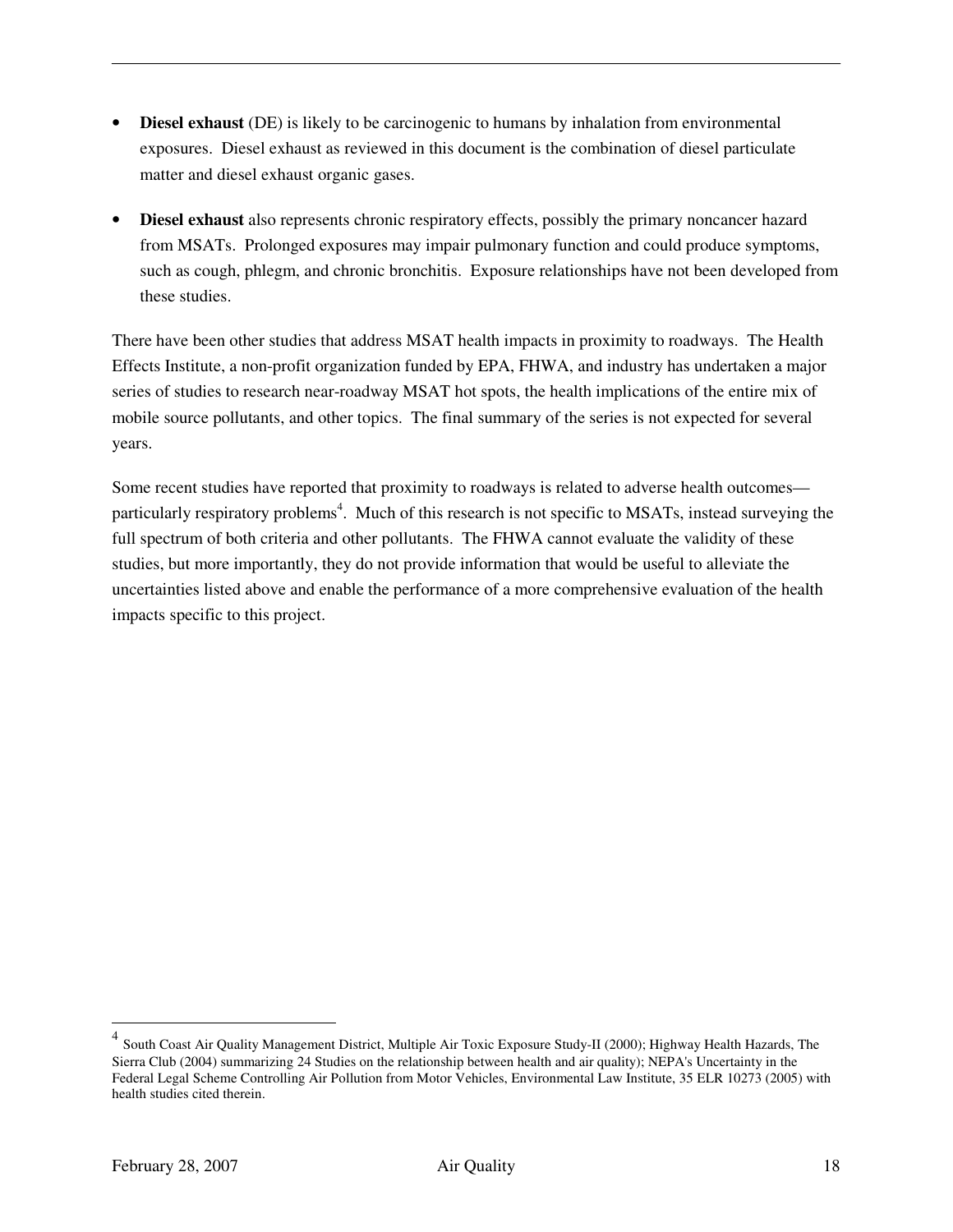- **Diesel exhaust** (DE) is likely to be carcinogenic to humans by inhalation from environmental exposures. Diesel exhaust as reviewed in this document is the combination of diesel particulate matter and diesel exhaust organic gases.

- **Diesel exhaust** also represents chronic respiratory effects, possibly the primary noncancer hazard from MSATs. Prolonged exposures may impair pulmonary function and could produce symptoms, such as cough, phlegm, and chronic bronchitis. Exposure relationships have not been developed from these studies.

There have been other studies that address MSAT health impacts in proximity to roadways. The Health Effects Institute, a non-profit organization funded by EPA, FHWA, and industry has undertaken a major series of studies to research near-roadway MSAT hot spots, the health implications of the entire mix of mobile source pollutants, and other topics. The final summary of the series is not expected for several years.

Some recent studies have reported that proximity to roadways is related to adverse health outcomes—particularly respiratory problems[4]. Much of this research is not specific to MSATs, instead surveying the full spectrum of both criteria and other pollutants. The FHWA cannot evaluate the validity of these studies, but more importantly, they do not provide information that would be useful to alleviate the uncertainties listed above and enable the performance of a more comprehensive evaluation of the health impacts specific to this project.

[4] South Coast Air Quality Management District, Multiple Air Toxic Exposure Study-II (2000); Highway Health Hazards, The Sierra Club (2004) summarizing 24 Studies on the relationship between health and air quality); NEPA's Uncertainty in the Federal Legal Scheme Controlling Air Pollution from Motor Vehicles, Environmental Law Institute, 35 ELR 10273 (2005) with health studies cited therein.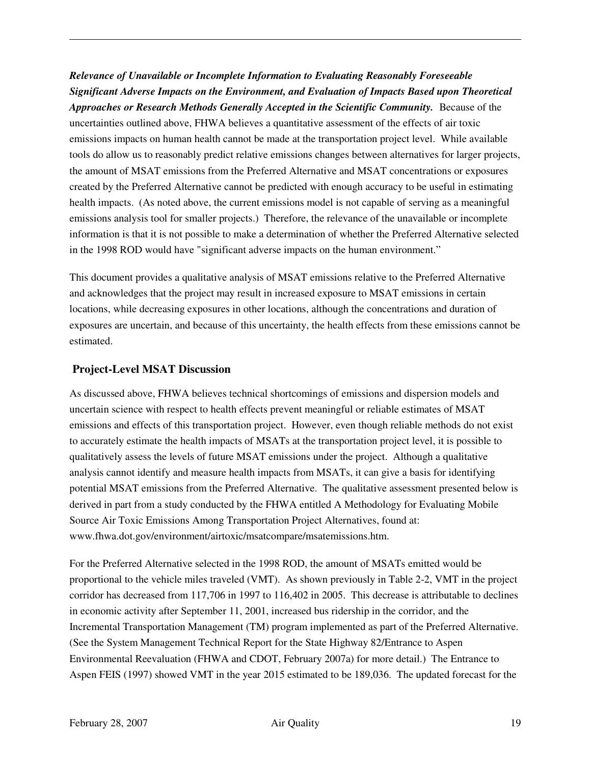***Relevance of Unavailable or Incomplete Information to Evaluating Reasonably Foreseeable Significant Adverse Impacts on the Environment, and Evaluation of Impacts Based upon Theoretical Approaches or Research Methods Generally Accepted in the Scientific Community.*** Because of the uncertainties outlined above, FHWA believes a quantitative assessment of the effects of air toxic emissions impacts on human health cannot be made at the transportation project level. While available tools do allow us to reasonably predict relative emissions changes between alternatives for larger projects, the amount of MSAT emissions from the Preferred Alternative and MSAT concentrations or exposures created by the Preferred Alternative cannot be predicted with enough accuracy to be useful in estimating health impacts. (As noted above, the current emissions model is not capable of serving as a meaningful emissions analysis tool for smaller projects.) Therefore, the relevance of the unavailable or incomplete information is that it is not possible to make a determination of whether the Preferred Alternative selected in the 1998 ROD would have "significant adverse impacts on the human environment."

This document provides a qualitative analysis of MSAT emissions relative to the Preferred Alternative and acknowledges that the project may result in increased exposure to MSAT emissions in certain locations, while decreasing exposures in other locations, although the concentrations and duration of exposures are uncertain, and because of this uncertainty, the health effects from these emissions cannot be estimated.

## Project-Level MSAT Discussion

As discussed above, FHWA believes technical shortcomings of emissions and dispersion models and uncertain science with respect to health effects prevent meaningful or reliable estimates of MSAT emissions and effects of this transportation project. However, even though reliable methods do not exist to accurately estimate the health impacts of MSATs at the transportation project level, it is possible to qualitatively assess the levels of future MSAT emissions under the project. Although a qualitative analysis cannot identify and measure health impacts from MSATs, it can give a basis for identifying potential MSAT emissions from the Preferred Alternative. The qualitative assessment presented below is derived in part from a study conducted by the FHWA entitled A Methodology for Evaluating Mobile Source Air Toxic Emissions Among Transportation Project Alternatives, found at: www.fhwa.dot.gov/environment/airtoxic/msatcompare/msatemissions.htm.

For the Preferred Alternative selected in the 1998 ROD, the amount of MSATs emitted would be proportional to the vehicle miles traveled (VMT). As shown previously in Table 2-2, VMT in the project corridor has decreased from 117,706 in 1997 to 116,402 in 2005. This decrease is attributable to declines in economic activity after September 11, 2001, increased bus ridership in the corridor, and the Incremental Transportation Management (TM) program implemented as part of the Preferred Alternative. (See the System Management Technical Report for the State Highway 82/Entrance to Aspen Environmental Reevaluation (FHWA and CDOT, February 2007a) for more detail.) The Entrance to Aspen FEIS (1997) showed VMT in the year 2015 estimated to be 189,036. The updated forecast for the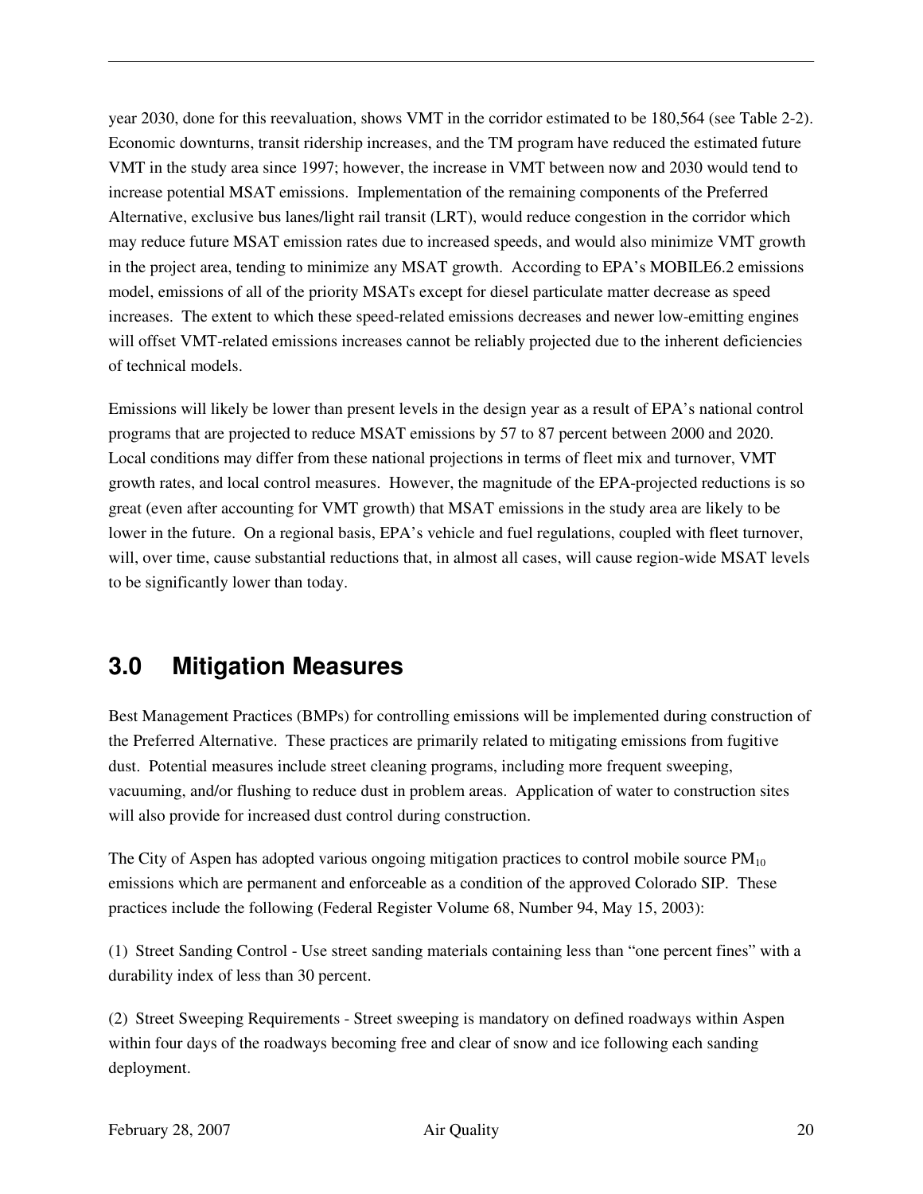year 2030, done for this reevaluation, shows VMT in the corridor estimated to be 180,564 (see Table 2-2). Economic downturns, transit ridership increases, and the TM program have reduced the estimated future VMT in the study area since 1997; however, the increase in VMT between now and 2030 would tend to increase potential MSAT emissions. Implementation of the remaining components of the Preferred Alternative, exclusive bus lanes/light rail transit (LRT), would reduce congestion in the corridor which may reduce future MSAT emission rates due to increased speeds, and would also minimize VMT growth in the project area, tending to minimize any MSAT growth. According to EPA's MOBILE6.2 emissions model, emissions of all of the priority MSATs except for diesel particulate matter decrease as speed increases. The extent to which these speed-related emissions decreases and newer low-emitting engines will offset VMT-related emissions increases cannot be reliably projected due to the inherent deficiencies of technical models.

Emissions will likely be lower than present levels in the design year as a result of EPA's national control programs that are projected to reduce MSAT emissions by 57 to 87 percent between 2000 and 2020. Local conditions may differ from these national projections in terms of fleet mix and turnover, VMT growth rates, and local control measures. However, the magnitude of the EPA-projected reductions is so great (even after accounting for VMT growth) that MSAT emissions in the study area are likely to be lower in the future. On a regional basis, EPA's vehicle and fuel regulations, coupled with fleet turnover, will, over time, cause substantial reductions that, in almost all cases, will cause region-wide MSAT levels to be significantly lower than today.

# 3.0 Mitigation Measures

Best Management Practices (BMPs) for controlling emissions will be implemented during construction of the Preferred Alternative. These practices are primarily related to mitigating emissions from fugitive dust. Potential measures include street cleaning programs, including more frequent sweeping, vacuuming, and/or flushing to reduce dust in problem areas. Application of water to construction sites will also provide for increased dust control during construction.

The City of Aspen has adopted various ongoing mitigation practices to control mobile source $PM_{10}$ emissions which are permanent and enforceable as a condition of the approved Colorado SIP. These practices include the following (Federal Register Volume 68, Number 94, May 15, 2003):

(1) Street Sanding Control - Use street sanding materials containing less than "one percent fines" with a durability index of less than 30 percent.

(2) Street Sweeping Requirements - Street sweeping is mandatory on defined roadways within Aspen within four days of the roadways becoming free and clear of snow and ice following each sanding deployment.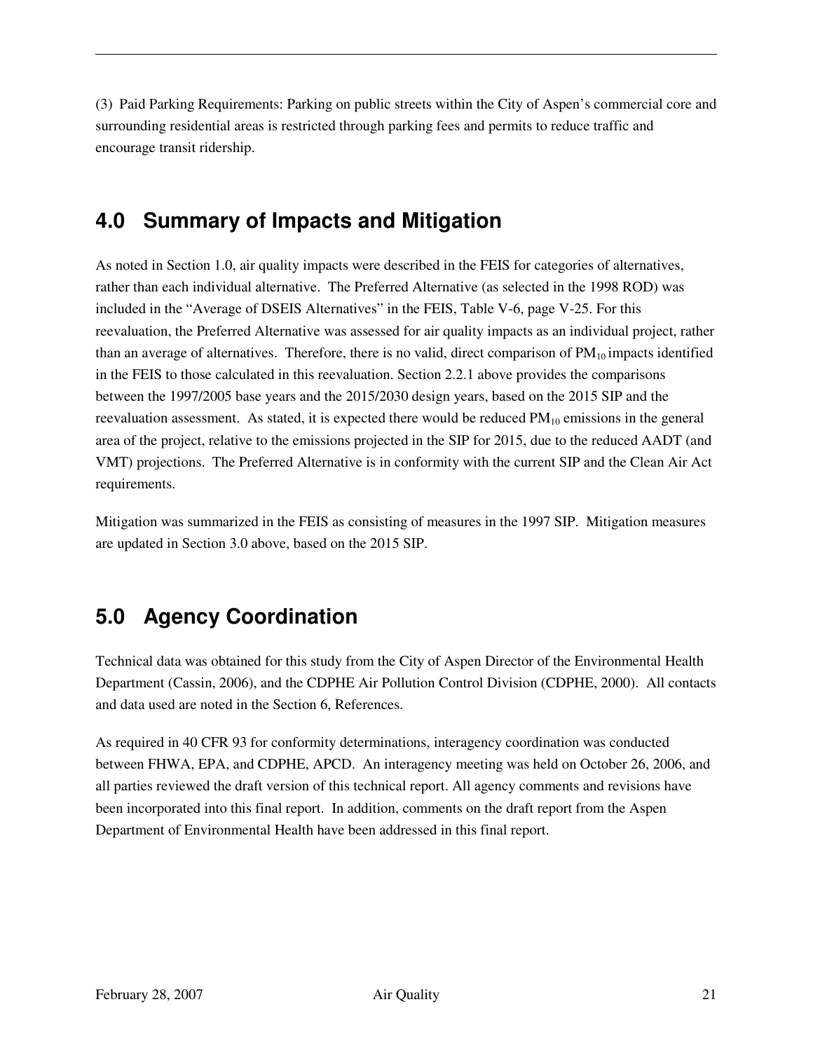(3) Paid Parking Requirements: Parking on public streets within the City of Aspen's commercial core and surrounding residential areas is restricted through parking fees and permits to reduce traffic and encourage transit ridership.

## 4.0 Summary of Impacts and Mitigation

As noted in Section 1.0, air quality impacts were described in the FEIS for categories of alternatives, rather than each individual alternative. The Preferred Alternative (as selected in the 1998 ROD) was included in the "Average of DSEIS Alternatives" in the FEIS, Table V-6, page V-25. For this reevaluation, the Preferred Alternative was assessed for air quality impacts as an individual project, rather than an average of alternatives. Therefore, there is no valid, direct comparison of $PM_{10}$ impacts identified in the FEIS to those calculated in this reevaluation. Section 2.2.1 above provides the comparisons between the 1997/2005 base years and the 2015/2030 design years, based on the 2015 SIP and the reevaluation assessment. As stated, it is expected there would be reduced $PM_{10}$ emissions in the general area of the project, relative to the emissions projected in the SIP for 2015, due to the reduced AADT (and VMT) projections. The Preferred Alternative is in conformity with the current SIP and the Clean Air Act requirements.

Mitigation was summarized in the FEIS as consisting of measures in the 1997 SIP. Mitigation measures are updated in Section 3.0 above, based on the 2015 SIP.

## 5.0 Agency Coordination

Technical data was obtained for this study from the City of Aspen Director of the Environmental Health Department (Cassin, 2006), and the CDPHE Air Pollution Control Division (CDPHE, 2000). All contacts and data used are noted in the Section 6, References.

As required in 40 CFR 93 for conformity determinations, interagency coordination was conducted between FHWA, EPA, and CDPHE, APCD. An interagency meeting was held on October 26, 2006, and all parties reviewed the draft version of this technical report. All agency comments and revisions have been incorporated into this final report. In addition, comments on the draft report from the Aspen Department of Environmental Health have been addressed in this final report.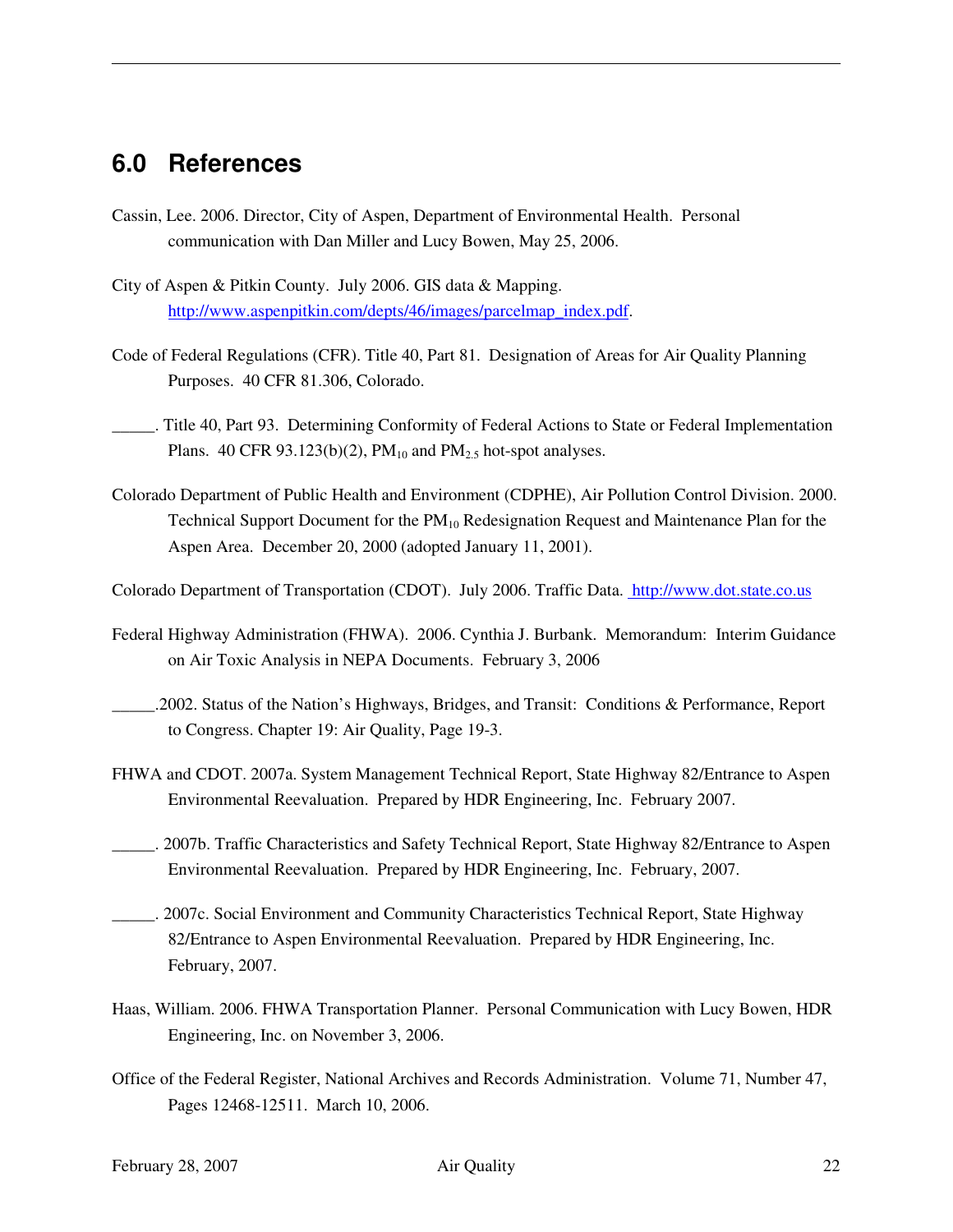## 6.0 References

Cassin, Lee. 2006. Director, City of Aspen, Department of Environmental Health. Personal communication with Dan Miller and Lucy Bowen, May 25, 2006.

City of Aspen & Pitkin County. July 2006. GIS data & Mapping. http://www.aspenpitkin.com/depts/46/images/parcelmap_index.pdf.

Code of Federal Regulations (CFR). Title 40, Part 81. Designation of Areas for Air Quality Planning Purposes. 40 CFR 81.306, Colorado.

_____. Title 40, Part 93. Determining Conformity of Federal Actions to State or Federal Implementation Plans. 40 CFR 93.123(b)(2), $PM_{10}$ and $PM_{2.5}$ hot-spot analyses.

Colorado Department of Public Health and Environment (CDPHE), Air Pollution Control Division. 2000. Technical Support Document for the $PM_{10}$ Redesignation Request and Maintenance Plan for the Aspen Area. December 20, 2000 (adopted January 11, 2001).

Colorado Department of Transportation (CDOT). July 2006. Traffic Data. http://www.dot.state.co.us

Federal Highway Administration (FHWA). 2006. Cynthia J. Burbank. Memorandum: Interim Guidance on Air Toxic Analysis in NEPA Documents. February 3, 2006

_____.2002. Status of the Nation's Highways, Bridges, and Transit: Conditions & Performance, Report to Congress. Chapter 19: Air Quality, Page 19-3.

FHWA and CDOT. 2007a. System Management Technical Report, State Highway 82/Entrance to Aspen Environmental Reevaluation. Prepared by HDR Engineering, Inc. February 2007.

_____. 2007b. Traffic Characteristics and Safety Technical Report, State Highway 82/Entrance to Aspen Environmental Reevaluation. Prepared by HDR Engineering, Inc. February, 2007.

_____. 2007c. Social Environment and Community Characteristics Technical Report, State Highway 82/Entrance to Aspen Environmental Reevaluation. Prepared by HDR Engineering, Inc. February, 2007.

Haas, William. 2006. FHWA Transportation Planner. Personal Communication with Lucy Bowen, HDR Engineering, Inc. on November 3, 2006.

Office of the Federal Register, National Archives and Records Administration. Volume 71, Number 47, Pages 12468-12511. March 10, 2006.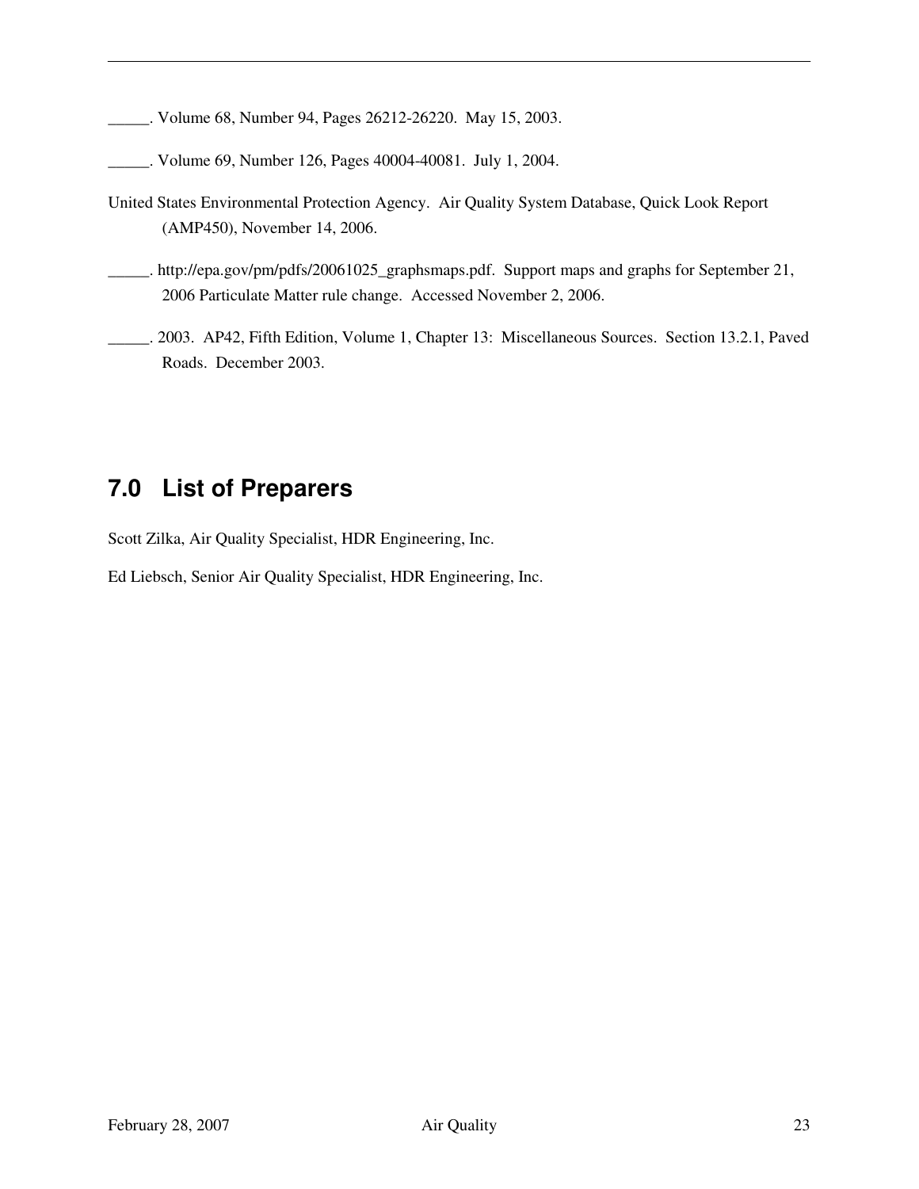_____. Volume 68, Number 94, Pages 26212-26220. May 15, 2003.

_____. Volume 69, Number 126, Pages 40004-40081. July 1, 2004.

United States Environmental Protection Agency. Air Quality System Database, Quick Look Report (AMP450), November 14, 2006.

_____. http://epa.gov/pm/pdfs/20061025_graphsmaps.pdf. Support maps and graphs for September 21, 2006 Particulate Matter rule change. Accessed November 2, 2006.

_____. 2003. AP42, Fifth Edition, Volume 1, Chapter 13: Miscellaneous Sources. Section 13.2.1, Paved Roads. December 2003.

## 7.0 List of Preparers

Scott Zilka, Air Quality Specialist, HDR Engineering, Inc.

Ed Liebsch, Senior Air Quality Specialist, HDR Engineering, Inc.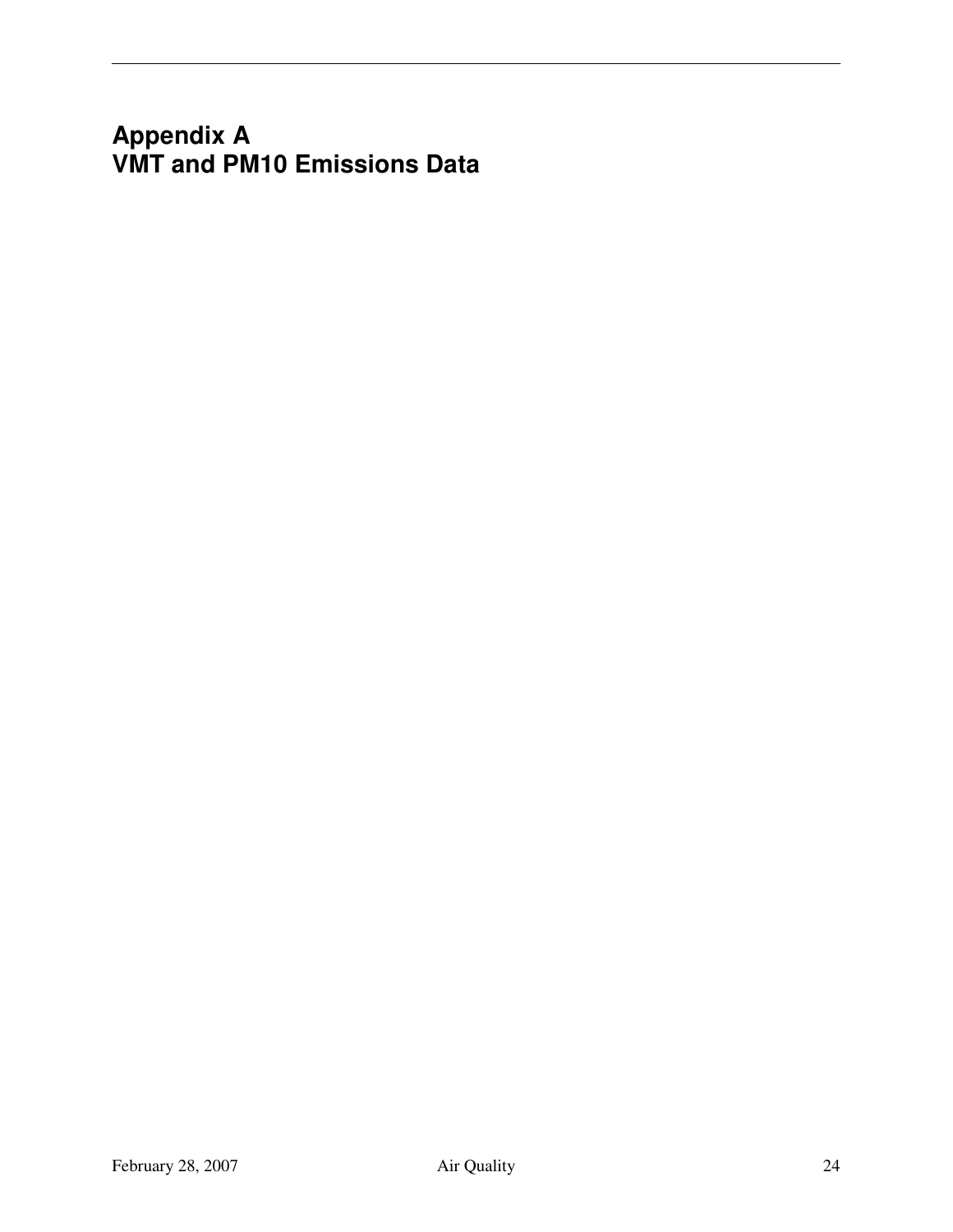# Appendix A
# VMT and PM10 Emissions Data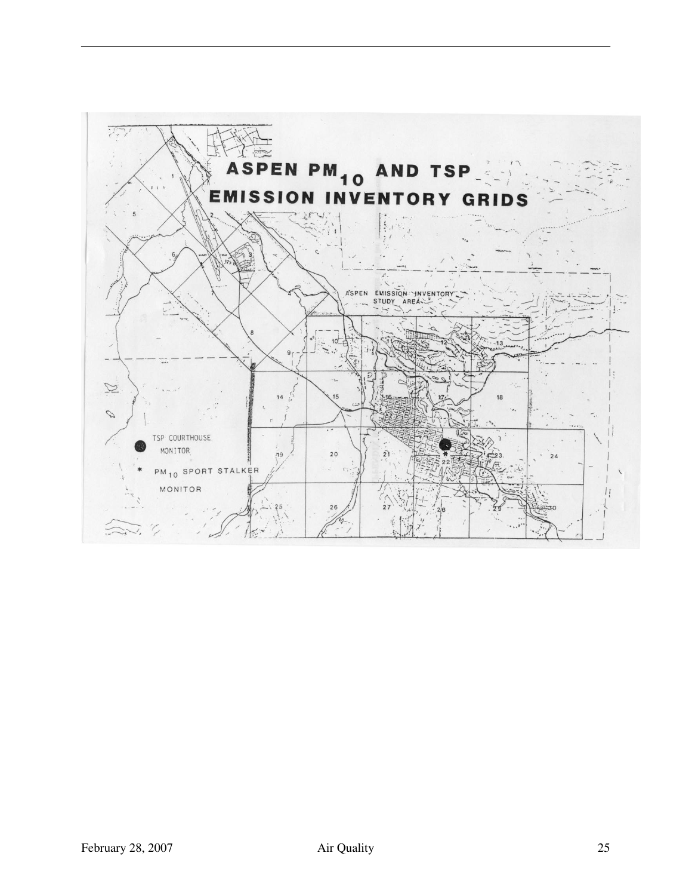ASPEN $PM_{10}$ AND TSP EMISSION INVENTORY GRIDS

ASPEN EMISSION INVENTORY STUDY AREA

1
2
3
4
5
6
7
8
9
10
11
12
13
14
15
16
17
18
19
20
21
22
23
24
25
26
27
28
29
30

TSP COURTHOUSE MONITOR

* $PM_{10}$ SPORT STALKER MONITOR